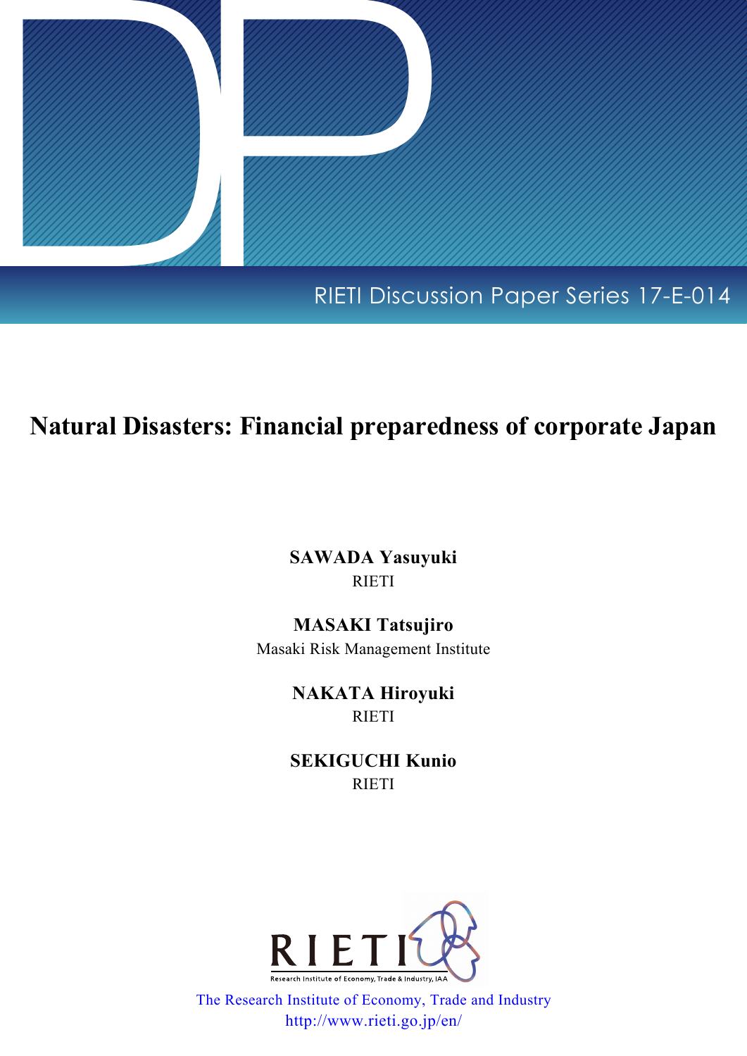RIETI Discussion Paper Series 17-E-014

# Natural Disasters: Financial preparedness of corporate Japan

**SAWADA Yasuyuki**
RIETI

**MASAKI Tatsujiro**
Masaki Risk Management Institute

**NAKATA Hiroyuki**
RIETI

**SEKIGUCHI Kunio**
RIETI

The Research Institute of Economy, Trade and Industry
http://www.rieti.go.jp/en/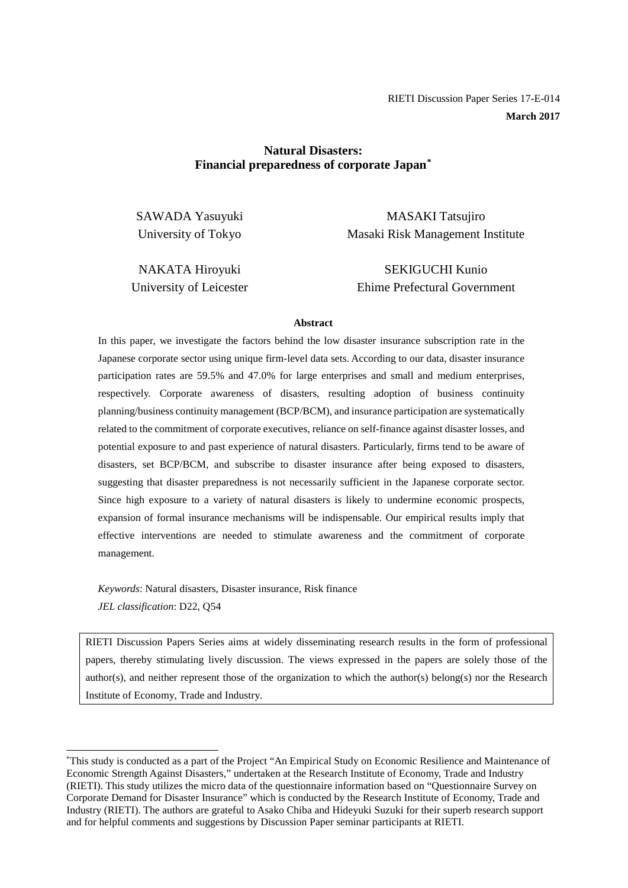RIETI Discussion Paper Series 17-E-014

**March 2017**

# Natural Disasters: Financial preparedness of corporate Japan[*]

SAWADA Yasuyuki
University of Tokyo

MASAKI Tatsujiro
Masaki Risk Management Institute

NAKATA Hiroyuki
University of Leicester

SEKIGUCHI Kunio
Ehime Prefectural Government

**Abstract**

In this paper, we investigate the factors behind the low disaster insurance subscription rate in the Japanese corporate sector using unique firm-level data sets. According to our data, disaster insurance participation rates are 59.5% and 47.0% for large enterprises and small and medium enterprises, respectively. Corporate awareness of disasters, resulting adoption of business continuity planning/business continuity management (BCP/BCM), and insurance participation are systematically related to the commitment of corporate executives, reliance on self-finance against disaster losses, and potential exposure to and past experience of natural disasters. Particularly, firms tend to be aware of disasters, set BCP/BCM, and subscribe to disaster insurance after being exposed to disasters, suggesting that disaster preparedness is not necessarily sufficient in the Japanese corporate sector. Since high exposure to a variety of natural disasters is likely to undermine economic prospects, expansion of formal insurance mechanisms will be indispensable. Our empirical results imply that effective interventions are needed to stimulate awareness and the commitment of corporate management.

*Keywords*: Natural disasters, Disaster insurance, Risk finance
*JEL classification*: D22, Q54

RIETI Discussion Papers Series aims at widely disseminating research results in the form of professional papers, thereby stimulating lively discussion. The views expressed in the papers are solely those of the author(s), and neither represent those of the organization to which the author(s) belong(s) nor the Research Institute of Economy, Trade and Industry.

---

[*]This study is conducted as a part of the Project "An Empirical Study on Economic Resilience and Maintenance of Economic Strength Against Disasters," undertaken at the Research Institute of Economy, Trade and Industry (RIETI). This study utilizes the micro data of the questionnaire information based on "Questionnaire Survey on Corporate Demand for Disaster Insurance" which is conducted by the Research Institute of Economy, Trade and Industry (RIETI). The authors are grateful to Asako Chiba and Hideyuki Suzuki for their superb research support and for helpful comments and suggestions by Discussion Paper seminar participants at RIETI.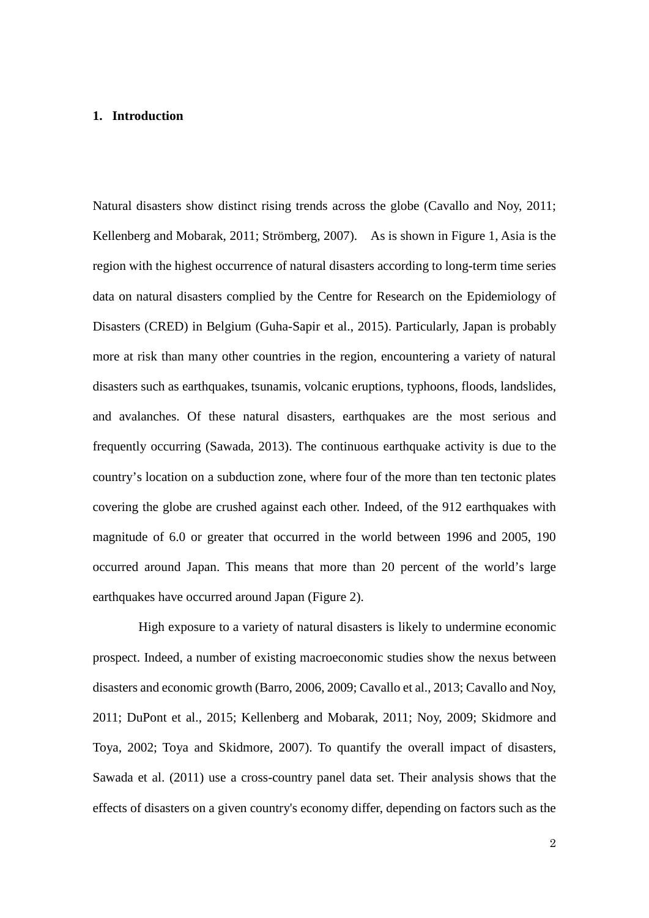## 1. Introduction

Natural disasters show distinct rising trends across the globe (Cavallo and Noy, 2011; Kellenberg and Mobarak, 2011; Strömberg, 2007). As is shown in Figure 1, Asia is the region with the highest occurrence of natural disasters according to long-term time series data on natural disasters complied by the Centre for Research on the Epidemiology of Disasters (CRED) in Belgium (Guha-Sapir et al., 2015). Particularly, Japan is probably more at risk than many other countries in the region, encountering a variety of natural disasters such as earthquakes, tsunamis, volcanic eruptions, typhoons, floods, landslides, and avalanches. Of these natural disasters, earthquakes are the most serious and frequently occurring (Sawada, 2013). The continuous earthquake activity is due to the country's location on a subduction zone, where four of the more than ten tectonic plates covering the globe are crushed against each other. Indeed, of the 912 earthquakes with magnitude of 6.0 or greater that occurred in the world between 1996 and 2005, 190 occurred around Japan. This means that more than 20 percent of the world's large earthquakes have occurred around Japan (Figure 2).

High exposure to a variety of natural disasters is likely to undermine economic prospect. Indeed, a number of existing macroeconomic studies show the nexus between disasters and economic growth (Barro, 2006, 2009; Cavallo et al., 2013; Cavallo and Noy, 2011; DuPont et al., 2015; Kellenberg and Mobarak, 2011; Noy, 2009; Skidmore and Toya, 2002; Toya and Skidmore, 2007). To quantify the overall impact of disasters, Sawada et al. (2011) use a cross-country panel data set. Their analysis shows that the effects of disasters on a given country's economy differ, depending on factors such as the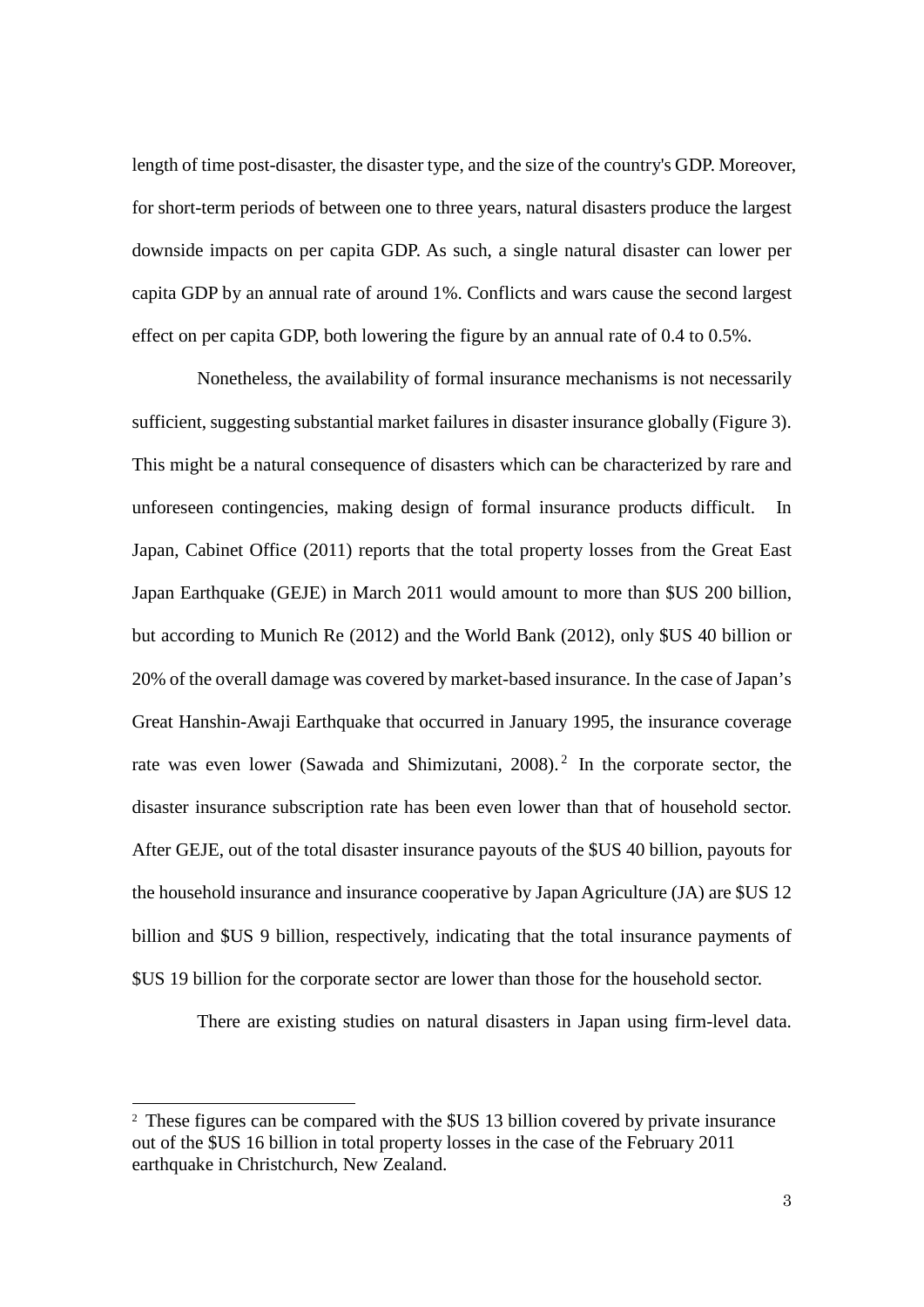length of time post-disaster, the disaster type, and the size of the country's GDP. Moreover, for short-term periods of between one to three years, natural disasters produce the largest downside impacts on per capita GDP. As such, a single natural disaster can lower per capita GDP by an annual rate of around 1%. Conflicts and wars cause the second largest effect on per capita GDP, both lowering the figure by an annual rate of 0.4 to 0.5%.

Nonetheless, the availability of formal insurance mechanisms is not necessarily sufficient, suggesting substantial market failures in disaster insurance globally (Figure 3). This might be a natural consequence of disasters which can be characterized by rare and unforeseen contingencies, making design of formal insurance products difficult. In Japan, Cabinet Office (2011) reports that the total property losses from the Great East Japan Earthquake (GEJE) in March 2011 would amount to more than $US 200 billion, but according to Munich Re (2012) and the World Bank (2012), only $US 40 billion or 20% of the overall damage was covered by market-based insurance. In the case of Japan's Great Hanshin-Awaji Earthquake that occurred in January 1995, the insurance coverage rate was even lower (Sawada and Shimizutani, 2008).[2] In the corporate sector, the disaster insurance subscription rate has been even lower than that of household sector. After GEJE, out of the total disaster insurance payouts of the $US 40 billion, payouts for the household insurance and insurance cooperative by Japan Agriculture (JA) are $US 12 billion and $US 9 billion, respectively, indicating that the total insurance payments of $US 19 billion for the corporate sector are lower than those for the household sector.

There are existing studies on natural disasters in Japan using firm-level data.

[2] These figures can be compared with the $US 13 billion covered by private insurance out of the $US 16 billion in total property losses in the case of the February 2011 earthquake in Christchurch, New Zealand.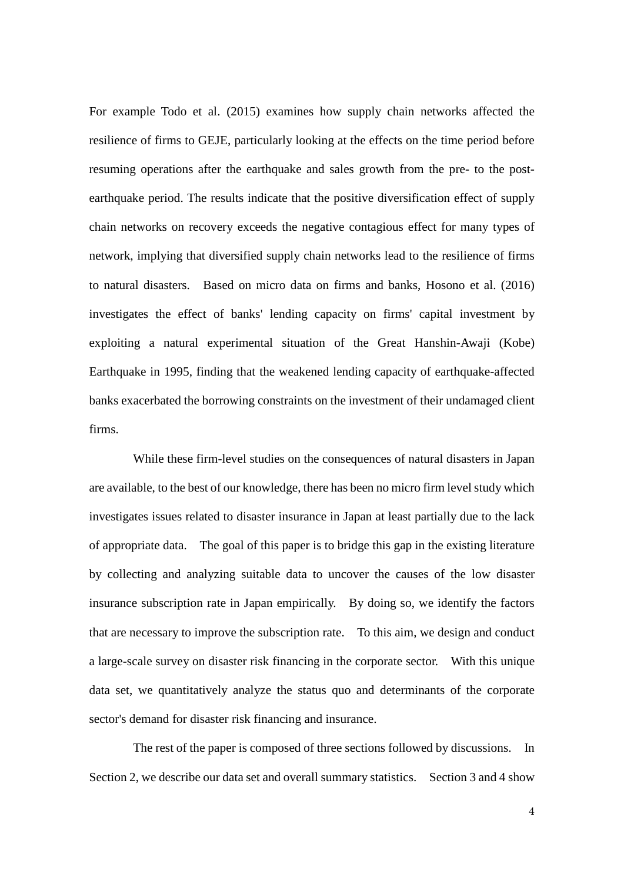For example Todo et al. (2015) examines how supply chain networks affected the resilience of firms to GEJE, particularly looking at the effects on the time period before resuming operations after the earthquake and sales growth from the pre- to the post-earthquake period. The results indicate that the positive diversification effect of supply chain networks on recovery exceeds the negative contagious effect for many types of network, implying that diversified supply chain networks lead to the resilience of firms to natural disasters. Based on micro data on firms and banks, Hosono et al. (2016) investigates the effect of banks' lending capacity on firms' capital investment by exploiting a natural experimental situation of the Great Hanshin-Awaji (Kobe) Earthquake in 1995, finding that the weakened lending capacity of earthquake-affected banks exacerbated the borrowing constraints on the investment of their undamaged client firms.

While these firm-level studies on the consequences of natural disasters in Japan are available, to the best of our knowledge, there has been no micro firm level study which investigates issues related to disaster insurance in Japan at least partially due to the lack of appropriate data. The goal of this paper is to bridge this gap in the existing literature by collecting and analyzing suitable data to uncover the causes of the low disaster insurance subscription rate in Japan empirically. By doing so, we identify the factors that are necessary to improve the subscription rate. To this aim, we design and conduct a large-scale survey on disaster risk financing in the corporate sector. With this unique data set, we quantitatively analyze the status quo and determinants of the corporate sector's demand for disaster risk financing and insurance.

The rest of the paper is composed of three sections followed by discussions. In Section 2, we describe our data set and overall summary statistics. Section 3 and 4 show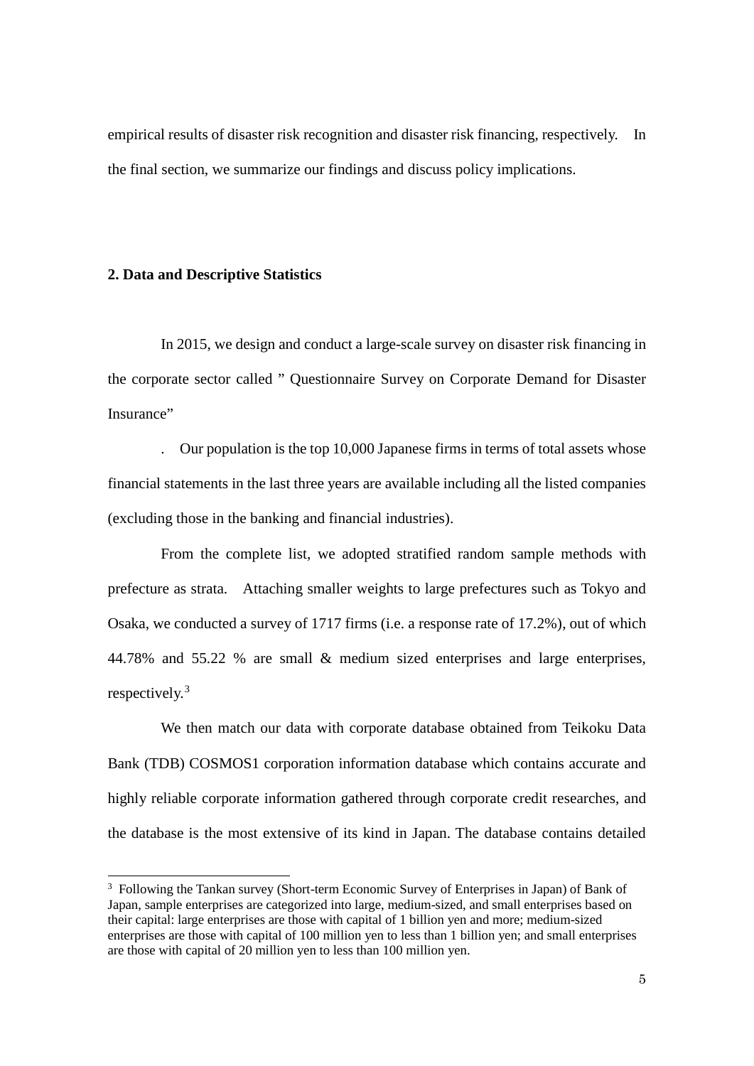empirical results of disaster risk recognition and disaster risk financing, respectively. In the final section, we summarize our findings and discuss policy implications.

## 2. Data and Descriptive Statistics

In 2015, we design and conduct a large-scale survey on disaster risk financing in the corporate sector called " Questionnaire Survey on Corporate Demand for Disaster Insurance"

. Our population is the top 10,000 Japanese firms in terms of total assets whose financial statements in the last three years are available including all the listed companies (excluding those in the banking and financial industries).

From the complete list, we adopted stratified random sample methods with prefecture as strata. Attaching smaller weights to large prefectures such as Tokyo and Osaka, we conducted a survey of 1717 firms (i.e. a response rate of 17.2%), out of which 44.78% and 55.22 % are small & medium sized enterprises and large enterprises, respectively.[3]

We then match our data with corporate database obtained from Teikoku Data Bank (TDB) COSMOS1 corporation information database which contains accurate and highly reliable corporate information gathered through corporate credit researches, and the database is the most extensive of its kind in Japan. The database contains detailed

[3] Following the Tankan survey (Short-term Economic Survey of Enterprises in Japan) of Bank of Japan, sample enterprises are categorized into large, medium-sized, and small enterprises based on their capital: large enterprises are those with capital of 1 billion yen and more; medium-sized enterprises are those with capital of 100 million yen to less than 1 billion yen; and small enterprises are those with capital of 20 million yen to less than 100 million yen.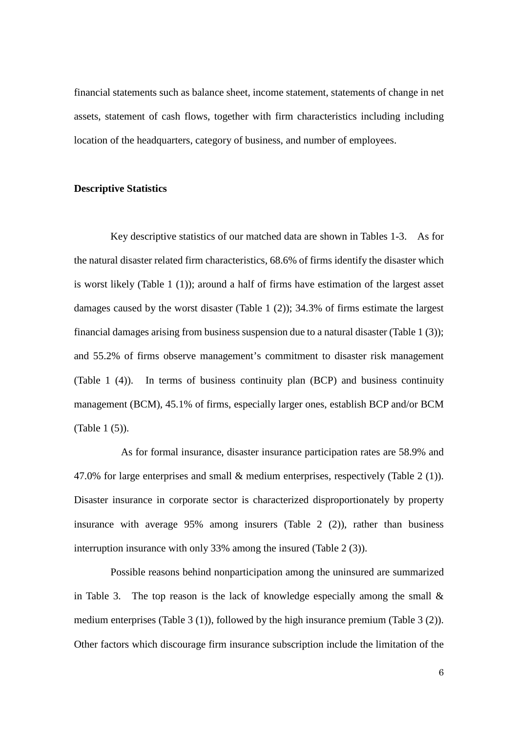financial statements such as balance sheet, income statement, statements of change in net assets, statement of cash flows, together with firm characteristics including including location of the headquarters, category of business, and number of employees.

**Descriptive Statistics**

Key descriptive statistics of our matched data are shown in Tables 1-3. As for the natural disaster related firm characteristics, 68.6% of firms identify the disaster which is worst likely (Table 1 (1)); around a half of firms have estimation of the largest asset damages caused by the worst disaster (Table 1 (2)); 34.3% of firms estimate the largest financial damages arising from business suspension due to a natural disaster (Table 1 (3)); and 55.2% of firms observe management's commitment to disaster risk management (Table 1 (4)). In terms of business continuity plan (BCP) and business continuity management (BCM), 45.1% of firms, especially larger ones, establish BCP and/or BCM (Table 1 (5)).

As for formal insurance, disaster insurance participation rates are 58.9% and 47.0% for large enterprises and small & medium enterprises, respectively (Table 2 (1)). Disaster insurance in corporate sector is characterized disproportionately by property insurance with average 95% among insurers (Table 2 (2)), rather than business interruption insurance with only 33% among the insured (Table 2 (3)).

Possible reasons behind nonparticipation among the uninsured are summarized in Table 3. The top reason is the lack of knowledge especially among the small & medium enterprises (Table 3 (1)), followed by the high insurance premium (Table 3 (2)). Other factors which discourage firm insurance subscription include the limitation of the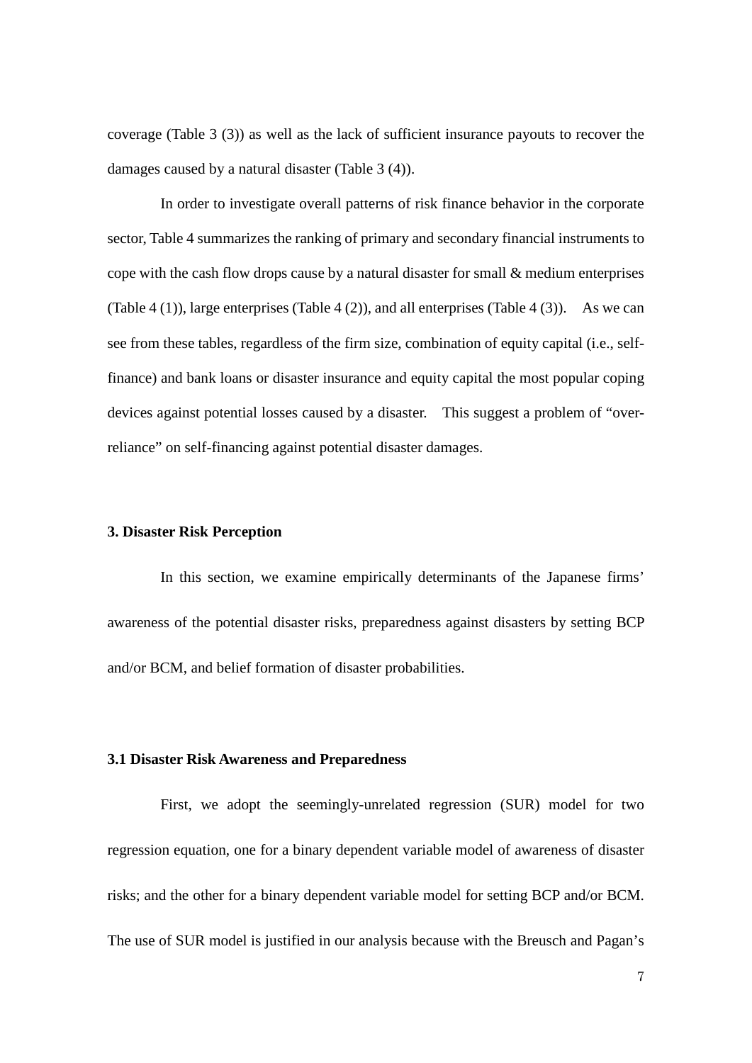coverage (Table 3 (3)) as well as the lack of sufficient insurance payouts to recover the damages caused by a natural disaster (Table 3 (4)).

In order to investigate overall patterns of risk finance behavior in the corporate sector, Table 4 summarizes the ranking of primary and secondary financial instruments to cope with the cash flow drops cause by a natural disaster for small & medium enterprises (Table 4 (1)), large enterprises (Table 4 (2)), and all enterprises (Table 4 (3)). As we can see from these tables, regardless of the firm size, combination of equity capital (i.e., self-finance) and bank loans or disaster insurance and equity capital the most popular coping devices against potential losses caused by a disaster. This suggest a problem of "over-reliance" on self-financing against potential disaster damages.

## 3. Disaster Risk Perception

In this section, we examine empirically determinants of the Japanese firms' awareness of the potential disaster risks, preparedness against disasters by setting BCP and/or BCM, and belief formation of disaster probabilities.

### 3.1 Disaster Risk Awareness and Preparedness

First, we adopt the seemingly-unrelated regression (SUR) model for two regression equation, one for a binary dependent variable model of awareness of disaster risks; and the other for a binary dependent variable model for setting BCP and/or BCM. The use of SUR model is justified in our analysis because with the Breusch and Pagan's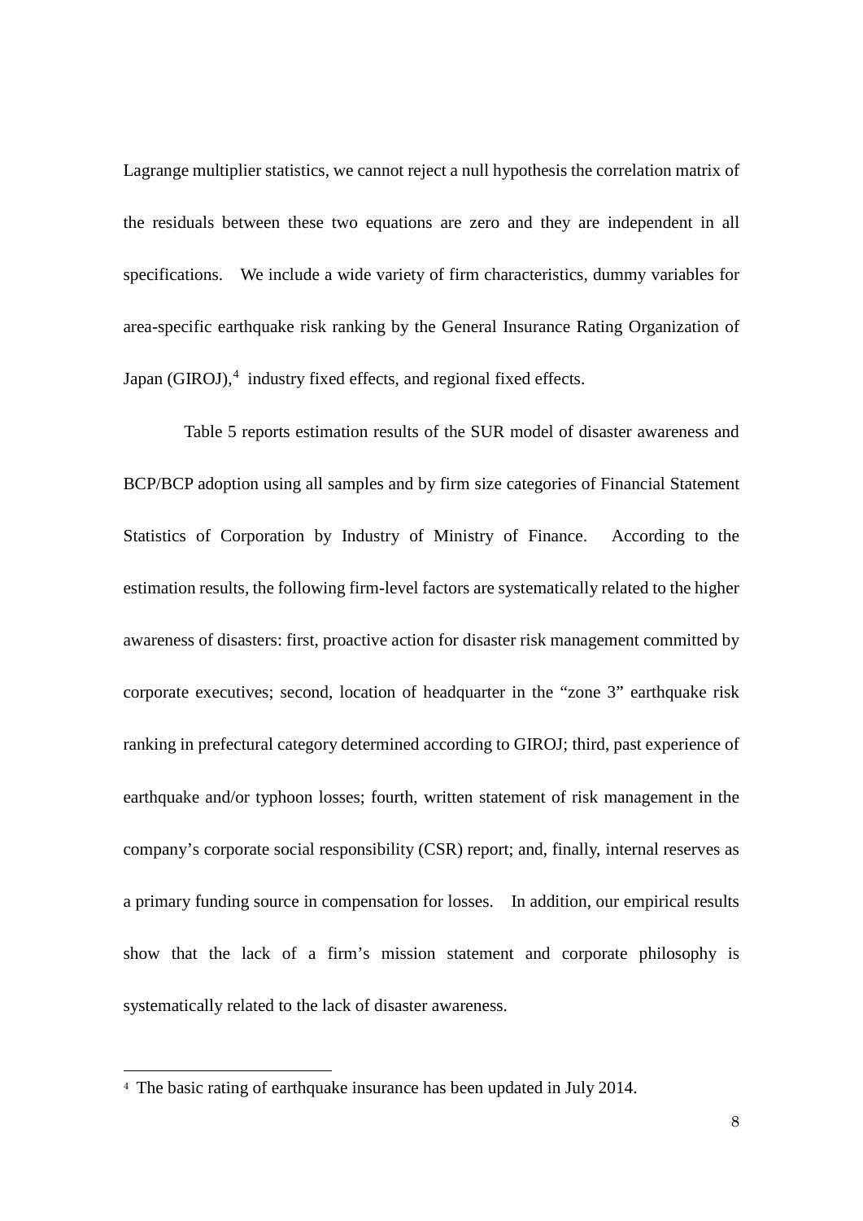Lagrange multiplier statistics, we cannot reject a null hypothesis the correlation matrix of the residuals between these two equations are zero and they are independent in all specifications. We include a wide variety of firm characteristics, dummy variables for area-specific earthquake risk ranking by the General Insurance Rating Organization of Japan (GIROJ),[4] industry fixed effects, and regional fixed effects.

Table 5 reports estimation results of the SUR model of disaster awareness and BCP/BCP adoption using all samples and by firm size categories of Financial Statement Statistics of Corporation by Industry of Ministry of Finance. According to the estimation results, the following firm-level factors are systematically related to the higher awareness of disasters: first, proactive action for disaster risk management committed by corporate executives; second, location of headquarter in the "zone 3" earthquake risk ranking in prefectural category determined according to GIROJ; third, past experience of earthquake and/or typhoon losses; fourth, written statement of risk management in the company's corporate social responsibility (CSR) report; and, finally, internal reserves as a primary funding source in compensation for losses. In addition, our empirical results show that the lack of a firm's mission statement and corporate philosophy is systematically related to the lack of disaster awareness.

[4] The basic rating of earthquake insurance has been updated in July 2014.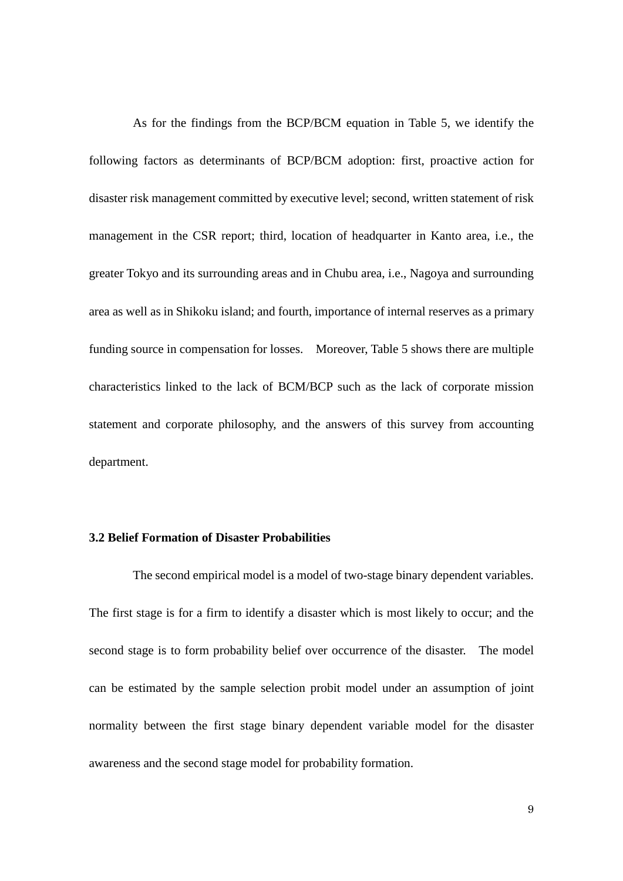As for the findings from the BCP/BCM equation in Table 5, we identify the following factors as determinants of BCP/BCM adoption: first, proactive action for disaster risk management committed by executive level; second, written statement of risk management in the CSR report; third, location of headquarter in Kanto area, i.e., the greater Tokyo and its surrounding areas and in Chubu area, i.e., Nagoya and surrounding area as well as in Shikoku island; and fourth, importance of internal reserves as a primary funding source in compensation for losses. Moreover, Table 5 shows there are multiple characteristics linked to the lack of BCM/BCP such as the lack of corporate mission statement and corporate philosophy, and the answers of this survey from accounting department.

### 3.2 Belief Formation of Disaster Probabilities

The second empirical model is a model of two-stage binary dependent variables. The first stage is for a firm to identify a disaster which is most likely to occur; and the second stage is to form probability belief over occurrence of the disaster. The model can be estimated by the sample selection probit model under an assumption of joint normality between the first stage binary dependent variable model for the disaster awareness and the second stage model for probability formation.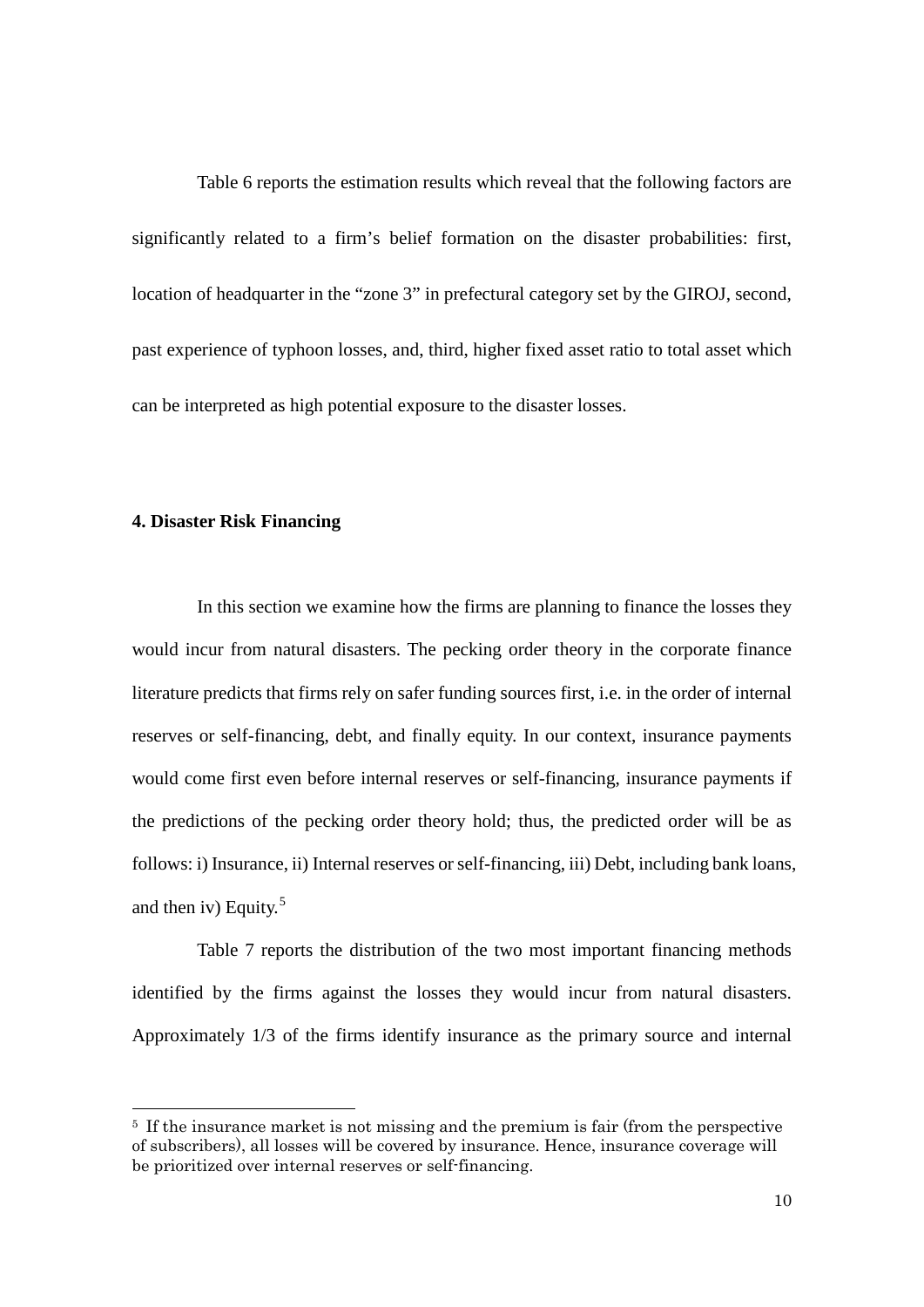Table 6 reports the estimation results which reveal that the following factors are significantly related to a firm's belief formation on the disaster probabilities: first, location of headquarter in the "zone 3" in prefectural category set by the GIROJ, second, past experience of typhoon losses, and, third, higher fixed asset ratio to total asset which can be interpreted as high potential exposure to the disaster losses.

## 4. Disaster Risk Financing

In this section we examine how the firms are planning to finance the losses they would incur from natural disasters. The pecking order theory in the corporate finance literature predicts that firms rely on safer funding sources first, i.e. in the order of internal reserves or self-financing, debt, and finally equity. In our context, insurance payments would come first even before internal reserves or self-financing, insurance payments if the predictions of the pecking order theory hold; thus, the predicted order will be as follows: i) Insurance, ii) Internal reserves or self-financing, iii) Debt, including bank loans, and then iv) Equity.[5]

Table 7 reports the distribution of the two most important financing methods identified by the firms against the losses they would incur from natural disasters. Approximately 1/3 of the firms identify insurance as the primary source and internal

[5] If the insurance market is not missing and the premium is fair (from the perspective of subscribers), all losses will be covered by insurance. Hence, insurance coverage will be prioritized over internal reserves or self-financing.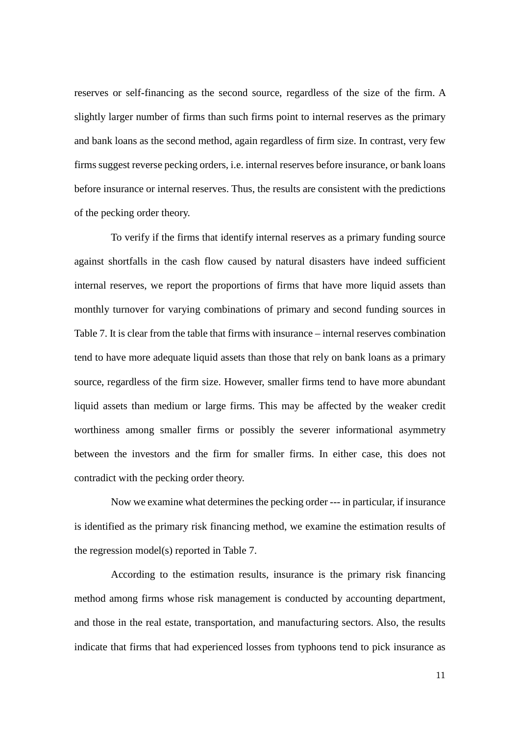reserves or self-financing as the second source, regardless of the size of the firm. A slightly larger number of firms than such firms point to internal reserves as the primary and bank loans as the second method, again regardless of firm size. In contrast, very few firms suggest reverse pecking orders, i.e. internal reserves before insurance, or bank loans before insurance or internal reserves. Thus, the results are consistent with the predictions of the pecking order theory.

To verify if the firms that identify internal reserves as a primary funding source against shortfalls in the cash flow caused by natural disasters have indeed sufficient internal reserves, we report the proportions of firms that have more liquid assets than monthly turnover for varying combinations of primary and second funding sources in Table 7. It is clear from the table that firms with insurance – internal reserves combination tend to have more adequate liquid assets than those that rely on bank loans as a primary source, regardless of the firm size. However, smaller firms tend to have more abundant liquid assets than medium or large firms. This may be affected by the weaker credit worthiness among smaller firms or possibly the severer informational asymmetry between the investors and the firm for smaller firms. In either case, this does not contradict with the pecking order theory.

Now we examine what determines the pecking order --- in particular, if insurance is identified as the primary risk financing method, we examine the estimation results of the regression model(s) reported in Table 7.

According to the estimation results, insurance is the primary risk financing method among firms whose risk management is conducted by accounting department, and those in the real estate, transportation, and manufacturing sectors. Also, the results indicate that firms that had experienced losses from typhoons tend to pick insurance as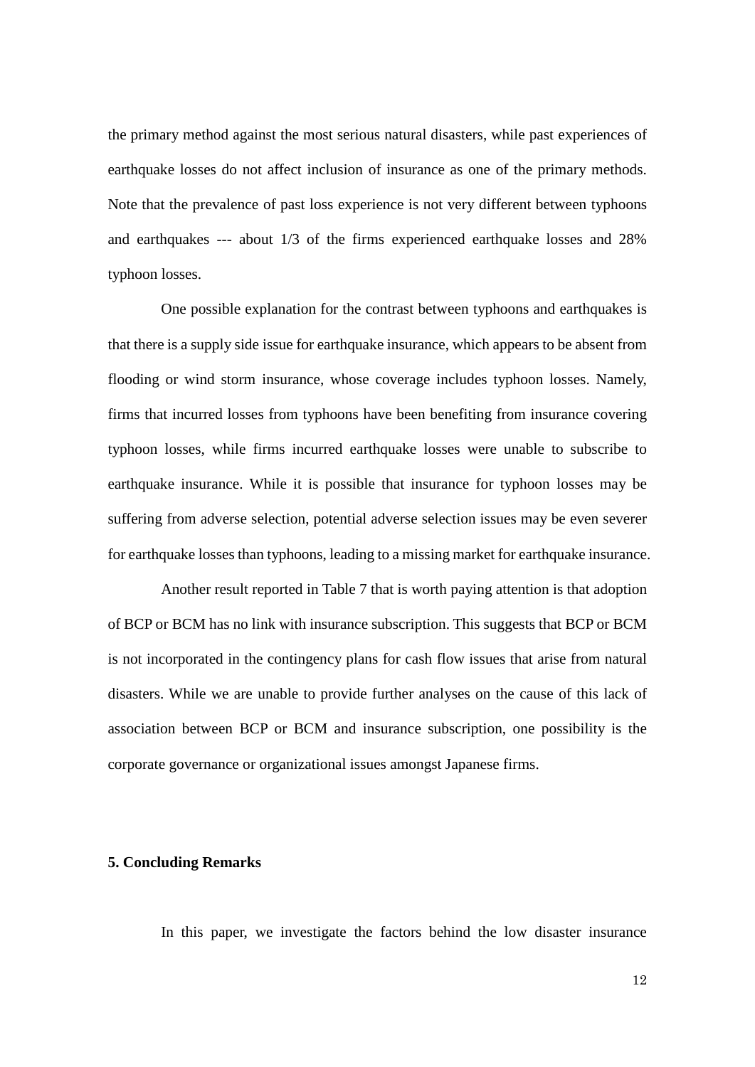the primary method against the most serious natural disasters, while past experiences of earthquake losses do not affect inclusion of insurance as one of the primary methods. Note that the prevalence of past loss experience is not very different between typhoons and earthquakes --- about 1/3 of the firms experienced earthquake losses and 28% typhoon losses.

One possible explanation for the contrast between typhoons and earthquakes is that there is a supply side issue for earthquake insurance, which appears to be absent from flooding or wind storm insurance, whose coverage includes typhoon losses. Namely, firms that incurred losses from typhoons have been benefiting from insurance covering typhoon losses, while firms incurred earthquake losses were unable to subscribe to earthquake insurance. While it is possible that insurance for typhoon losses may be suffering from adverse selection, potential adverse selection issues may be even severer for earthquake losses than typhoons, leading to a missing market for earthquake insurance.

Another result reported in Table 7 that is worth paying attention is that adoption of BCP or BCM has no link with insurance subscription. This suggests that BCP or BCM is not incorporated in the contingency plans for cash flow issues that arise from natural disasters. While we are unable to provide further analyses on the cause of this lack of association between BCP or BCM and insurance subscription, one possibility is the corporate governance or organizational issues amongst Japanese firms.

## 5. Concluding Remarks

In this paper, we investigate the factors behind the low disaster insurance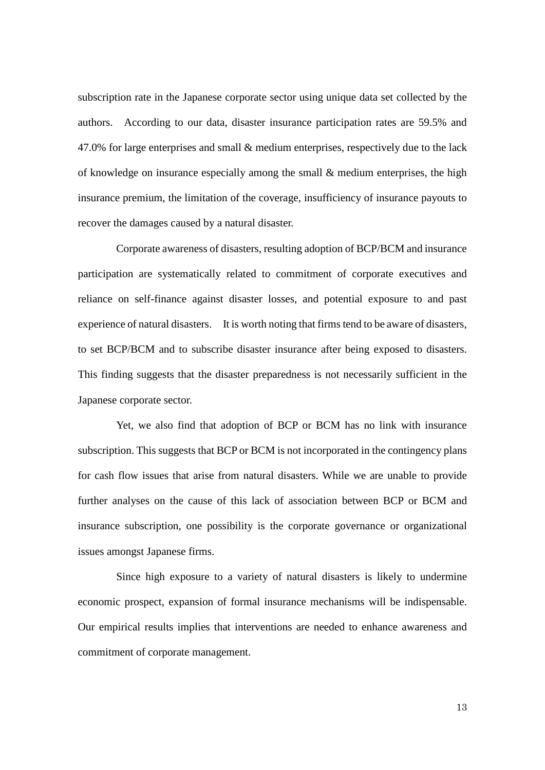subscription rate in the Japanese corporate sector using unique data set collected by the authors. According to our data, disaster insurance participation rates are 59.5% and 47.0% for large enterprises and small & medium enterprises, respectively due to the lack of knowledge on insurance especially among the small & medium enterprises, the high insurance premium, the limitation of the coverage, insufficiency of insurance payouts to recover the damages caused by a natural disaster.

Corporate awareness of disasters, resulting adoption of BCP/BCM and insurance participation are systematically related to commitment of corporate executives and reliance on self-finance against disaster losses, and potential exposure to and past experience of natural disasters. It is worth noting that firms tend to be aware of disasters, to set BCP/BCM and to subscribe disaster insurance after being exposed to disasters. This finding suggests that the disaster preparedness is not necessarily sufficient in the Japanese corporate sector.

Yet, we also find that adoption of BCP or BCM has no link with insurance subscription. This suggests that BCP or BCM is not incorporated in the contingency plans for cash flow issues that arise from natural disasters. While we are unable to provide further analyses on the cause of this lack of association between BCP or BCM and insurance subscription, one possibility is the corporate governance or organizational issues amongst Japanese firms.

Since high exposure to a variety of natural disasters is likely to undermine economic prospect, expansion of formal insurance mechanisms will be indispensable. Our empirical results implies that interventions are needed to enhance awareness and commitment of corporate management.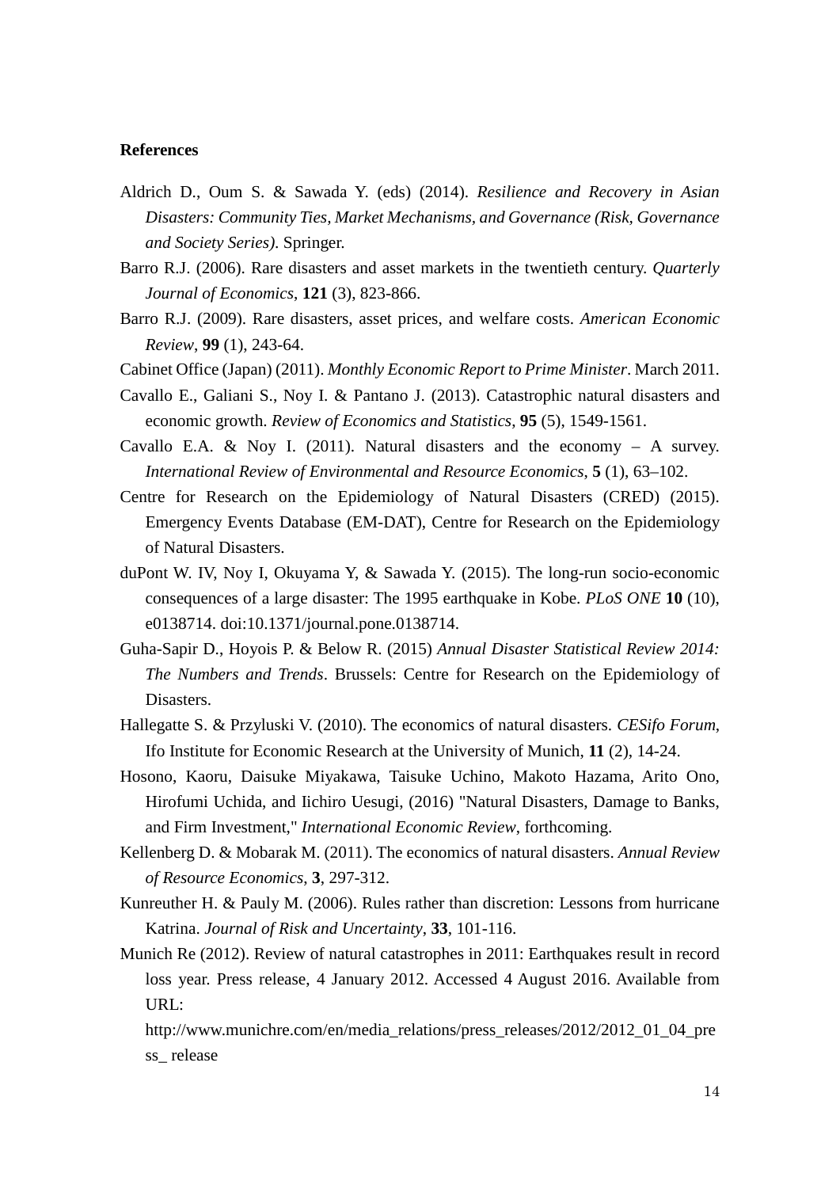**References**

Aldrich D., Oum S. & Sawada Y. (eds) (2014). *Resilience and Recovery in Asian Disasters: Community Ties, Market Mechanisms, and Governance (Risk, Governance and Society Series)*. Springer.

Barro R.J. (2006). Rare disasters and asset markets in the twentieth century. *Quarterly Journal of Economics*, **121** (3), 823-866.

Barro R.J. (2009). Rare disasters, asset prices, and welfare costs. *American Economic Review*, **99** (1), 243-64.

Cabinet Office (Japan) (2011). *Monthly Economic Report to Prime Minister*. March 2011.

Cavallo E., Galiani S., Noy I. & Pantano J. (2013). Catastrophic natural disasters and economic growth. *Review of Economics and Statistics*, **95** (5), 1549-1561.

Cavallo E.A. & Noy I. (2011). Natural disasters and the economy – A survey. *International Review of Environmental and Resource Economics*, **5** (1), 63–102.

Centre for Research on the Epidemiology of Natural Disasters (CRED) (2015). Emergency Events Database (EM-DAT), Centre for Research on the Epidemiology of Natural Disasters.

duPont W. IV, Noy I, Okuyama Y, & Sawada Y. (2015). The long-run socio-economic consequences of a large disaster: The 1995 earthquake in Kobe. *PLoS ONE* **10** (10), e0138714. doi:10.1371/journal.pone.0138714.

Guha-Sapir D., Hoyois P. & Below R. (2015) *Annual Disaster Statistical Review 2014: The Numbers and Trends*. Brussels: Centre for Research on the Epidemiology of Disasters.

Hallegatte S. & Przyluski V. (2010). The economics of natural disasters. *CESifo Forum*, Ifo Institute for Economic Research at the University of Munich, **11** (2), 14-24.

Hosono, Kaoru, Daisuke Miyakawa, Taisuke Uchino, Makoto Hazama, Arito Ono, Hirofumi Uchida, and Iichiro Uesugi, (2016) "Natural Disasters, Damage to Banks, and Firm Investment," *International Economic Review*, forthcoming.

Kellenberg D. & Mobarak M. (2011). The economics of natural disasters. *Annual Review of Resource Economics*, **3**, 297-312.

Kunreuther H. & Pauly M. (2006). Rules rather than discretion: Lessons from hurricane Katrina. *Journal of Risk and Uncertainty*, **33**, 101-116.

Munich Re (2012). Review of natural catastrophes in 2011: Earthquakes result in record loss year. Press release, 4 January 2012. Accessed 4 August 2016. Available from URL: http://www.munichre.com/en/media_relations/press_releases/2012/2012_01_04_press_ release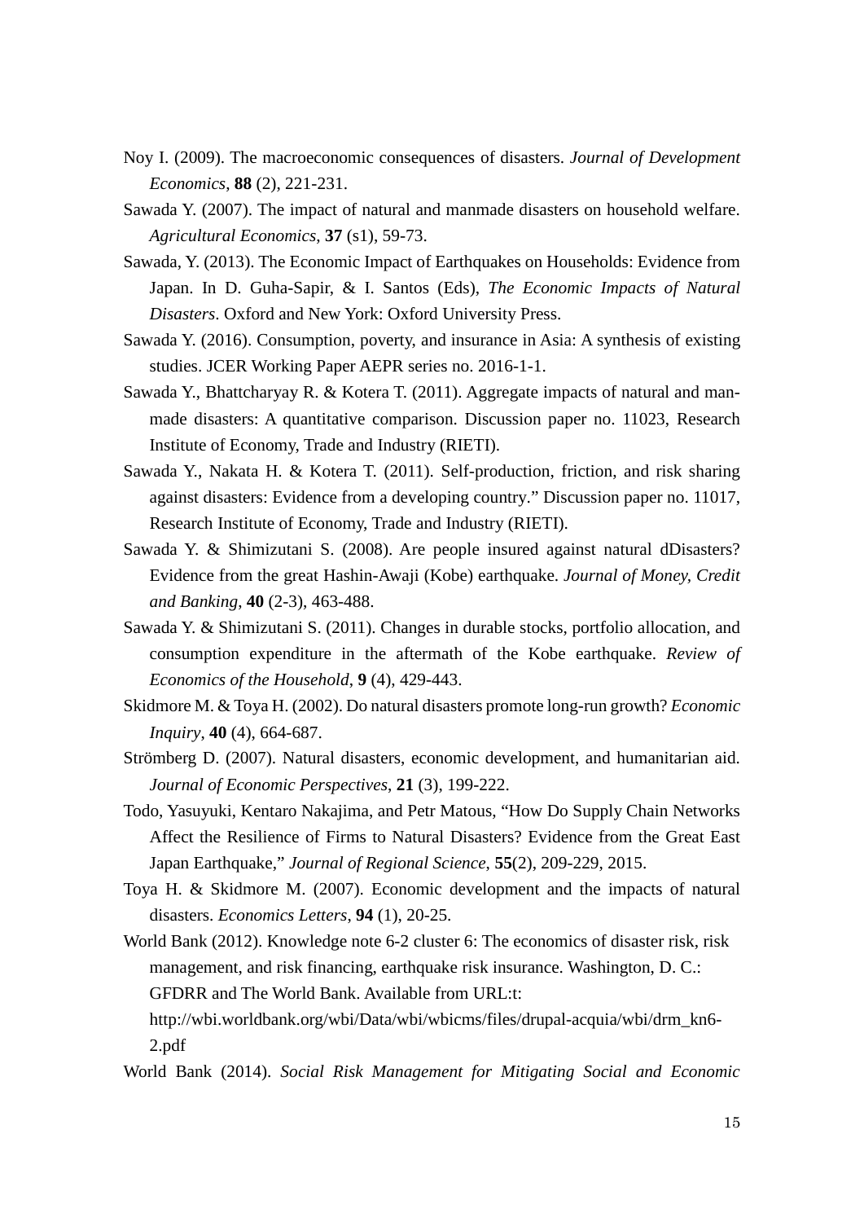Noy I. (2009). The macroeconomic consequences of disasters. *Journal of Development Economics*, **88** (2), 221-231.

Sawada Y. (2007). The impact of natural and manmade disasters on household welfare. *Agricultural Economics*, **37** (s1), 59-73.

Sawada, Y. (2013). The Economic Impact of Earthquakes on Households: Evidence from Japan. In D. Guha-Sapir, & I. Santos (Eds), *The Economic Impacts of Natural Disasters*. Oxford and New York: Oxford University Press.

Sawada Y. (2016). Consumption, poverty, and insurance in Asia: A synthesis of existing studies. JCER Working Paper AEPR series no. 2016-1-1.

Sawada Y., Bhattcharyay R. & Kotera T. (2011). Aggregate impacts of natural and man-made disasters: A quantitative comparison. Discussion paper no. 11023, Research Institute of Economy, Trade and Industry (RIETI).

Sawada Y., Nakata H. & Kotera T. (2011). Self-production, friction, and risk sharing against disasters: Evidence from a developing country." Discussion paper no. 11017, Research Institute of Economy, Trade and Industry (RIETI).

Sawada Y. & Shimizutani S. (2008). Are people insured against natural dDisasters? Evidence from the great Hashin-Awaji (Kobe) earthquake. *Journal of Money, Credit and Banking*, **40** (2-3), 463-488.

Sawada Y. & Shimizutani S. (2011). Changes in durable stocks, portfolio allocation, and consumption expenditure in the aftermath of the Kobe earthquake. *Review of Economics of the Household*, **9** (4), 429-443.

Skidmore M. & Toya H. (2002). Do natural disasters promote long-run growth? *Economic Inquiry*, **40** (4), 664-687.

Strömberg D. (2007). Natural disasters, economic development, and humanitarian aid. *Journal of Economic Perspectives*, **21** (3), 199-222.

Todo, Yasuyuki, Kentaro Nakajima, and Petr Matous, "How Do Supply Chain Networks Affect the Resilience of Firms to Natural Disasters? Evidence from the Great East Japan Earthquake," *Journal of Regional Science*, **55**(2), 209-229, 2015.

Toya H. & Skidmore M. (2007). Economic development and the impacts of natural disasters. *Economics Letters*, **94** (1), 20-25.

World Bank (2012). Knowledge note 6-2 cluster 6: The economics of disaster risk, risk management, and risk financing, earthquake risk insurance. Washington, D. C.: GFDRR and The World Bank. Available from URL:t: http://wbi.worldbank.org/wbi/Data/wbi/wbicms/files/drupal-acquia/wbi/drm_kn6-2.pdf

World Bank (2014). *Social Risk Management for Mitigating Social and Economic*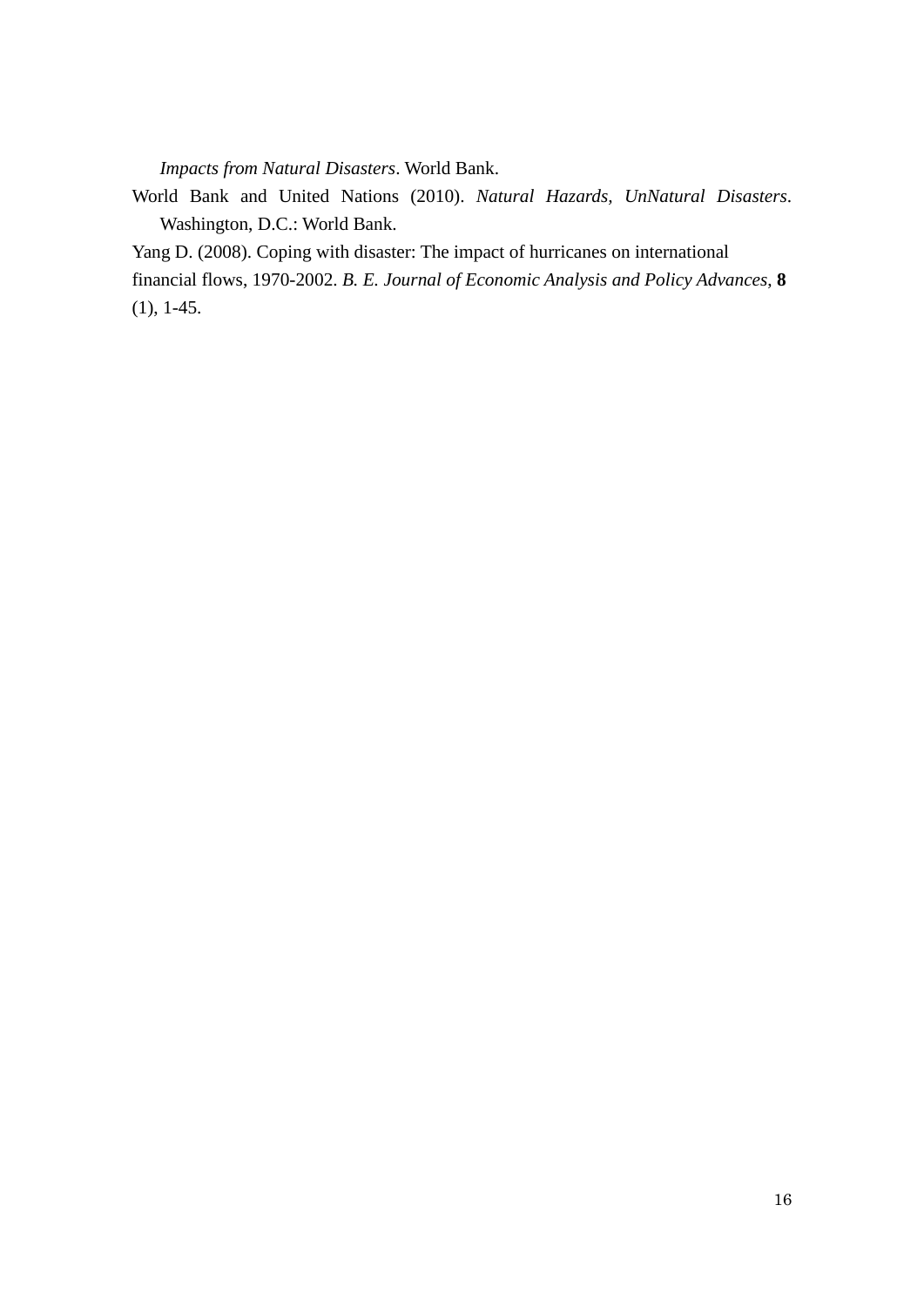*Impacts from Natural Disasters*. World Bank.

World Bank and United Nations (2010). *Natural Hazards, UnNatural Disasters*. Washington, D.C.: World Bank.

Yang D. (2008). Coping with disaster: The impact of hurricanes on international financial flows, 1970-2002. *B. E. Journal of Economic Analysis and Policy Advances*, **8** (1), 1-45.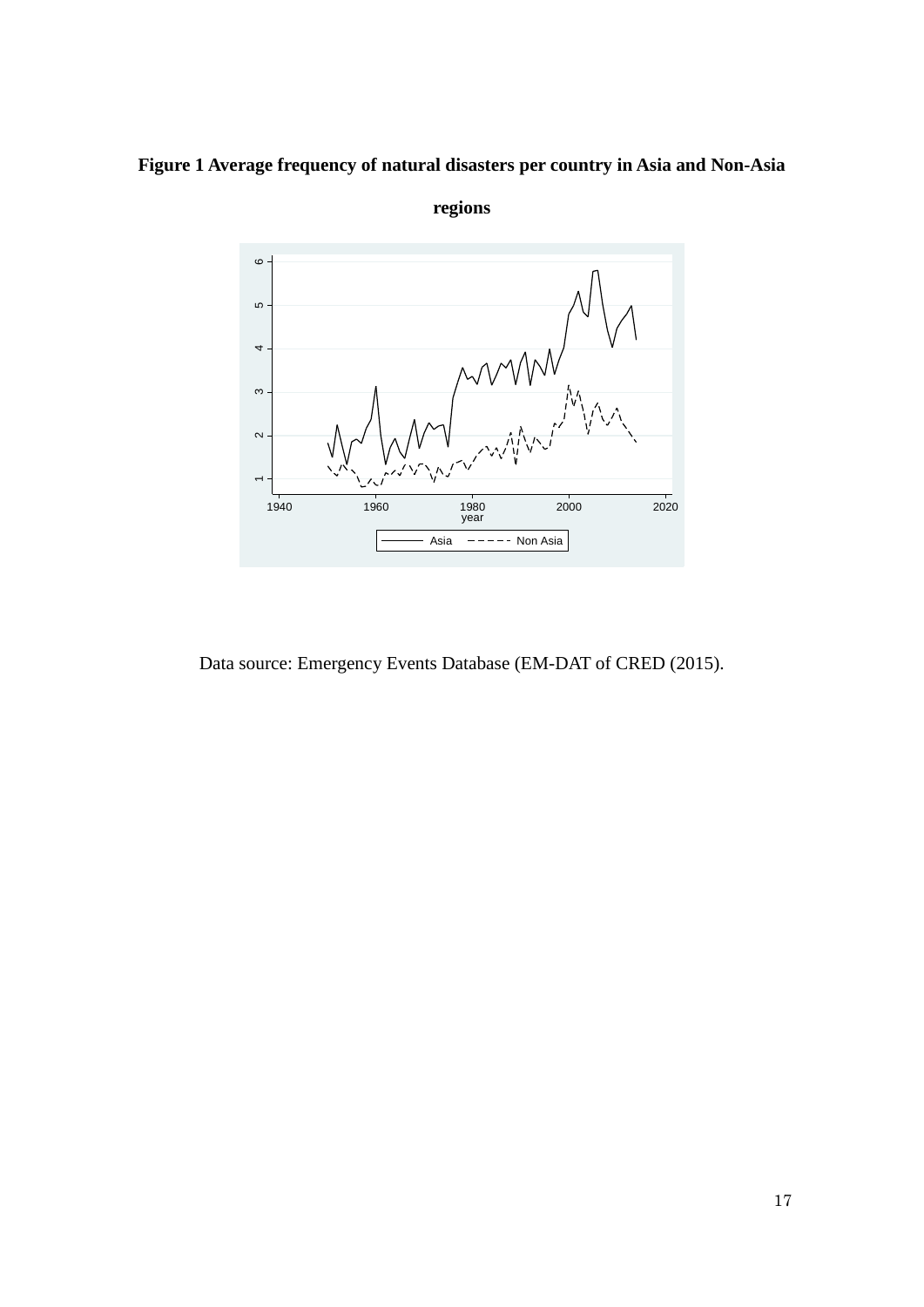**Figure 1 Average frequency of natural disasters per country in Asia and Non-Asia regions**

Data source: Emergency Events Database (EM-DAT of CRED (2015).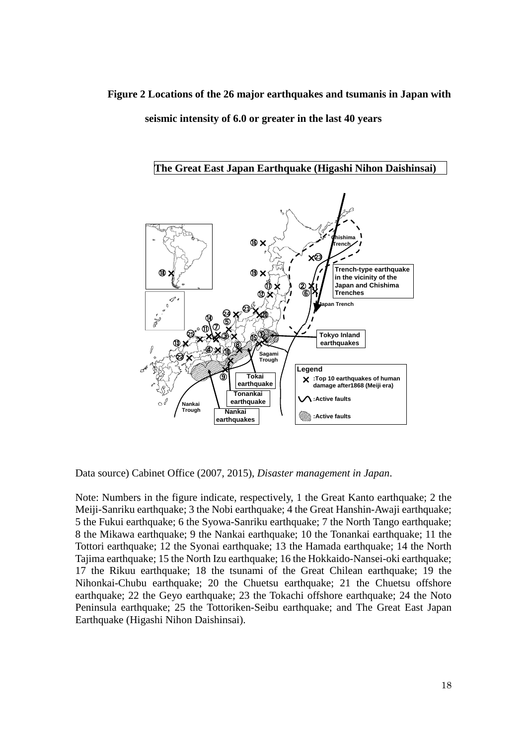**Figure 2 Locations of the 26 major earthquakes and tsumanis in Japan with seismic intensity of 6.0 or greater in the last 40 years**

The Great East Japan Earthquake (Higashi Nihon Daishinsai)

Chishima Trench

Trench-type earthquake in the vicinity of the Japan and Chishima Trenches

Japan Trench

Tokyo Inland earthquakes

Sagami Trough

Tokai earthquake

Tonankai earthquake

Nankai Trough

Nankai earthquakes

Legend

:Top 10 earthquakes of human damage after1868 (Meiji era)

:Active faults

:Active faults

Data source) Cabinet Office (2007, 2015), *Disaster management in Japan*.

Note: Numbers in the figure indicate, respectively, 1 the Great Kanto earthquake; 2 the Meiji-Sanriku earthquake; 3 the Nobi earthquake; 4 the Great Hanshin-Awaji earthquake; 5 the Fukui earthquake; 6 the Syowa-Sanriku earthquake; 7 the North Tango earthquake; 8 the Mikawa earthquake; 9 the Nankai earthquake; 10 the Tonankai earthquake; 11 the Tottori earthquake; 12 the Syonai earthquake; 13 the Hamada earthquake; 14 the North Tajima earthquake; 15 the North Izu earthquake; 16 the Hokkaido-Nansei-oki earthquake; 17 the Rikuu earthquake; 18 the tsunami of the Great Chilean earthquake; 19 the Nihonkai-Chubu earthquake; 20 the Chuetsu earthquake; 21 the Chuetsu offshore earthquake; 22 the Geyo earthquake; 23 the Tokachi offshore earthquake; 24 the Noto Peninsula earthquake; 25 the Tottoriken-Seibu earthquake; and The Great East Japan Earthquake (Higashi Nihon Daishinsai).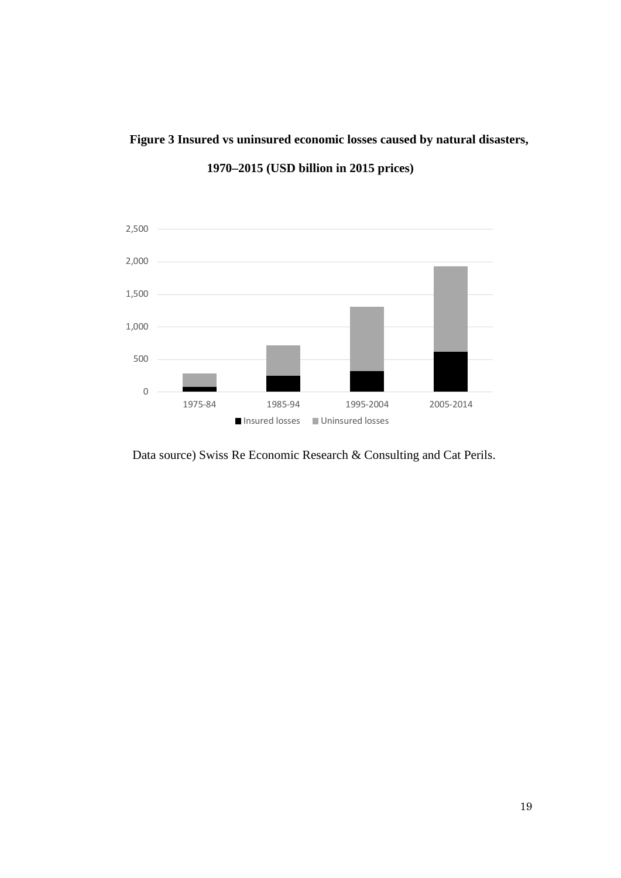**Figure 3 Insured vs uninsured economic losses caused by natural disasters, 1970–2015 (USD billion in 2015 prices)**

Data source) Swiss Re Economic Research & Consulting and Cat Perils.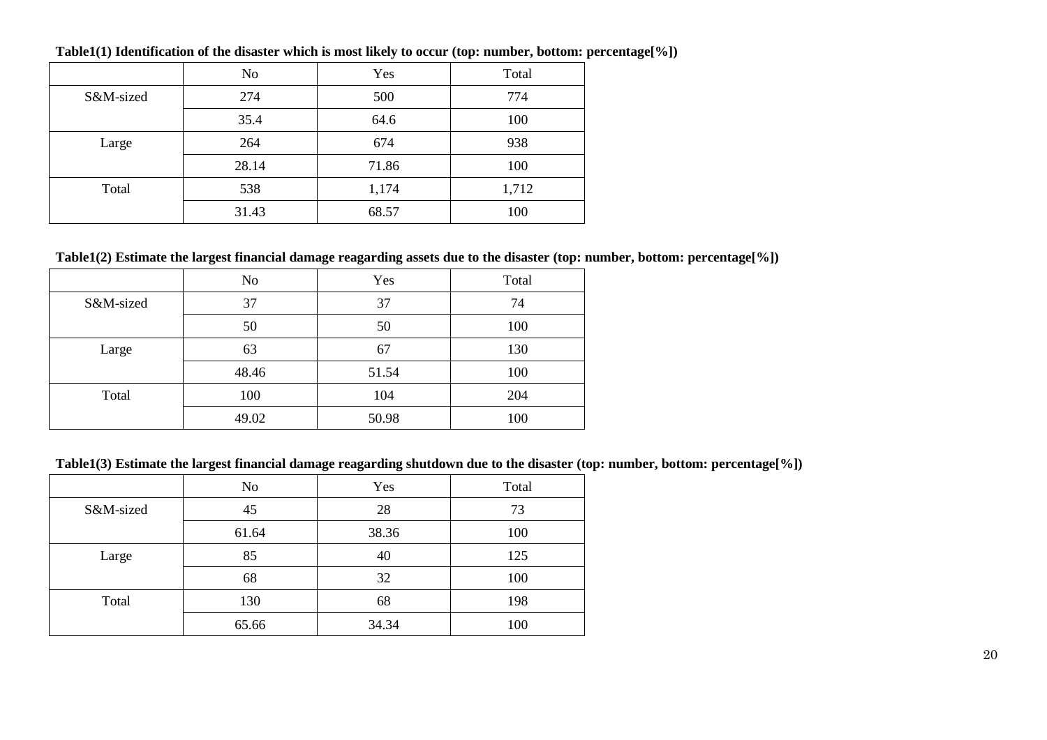**Table1(1) Identification of the disaster which is most likely to occur (top: number, bottom: percentage[%])**

| | No | Yes | Total |
|---|---|---|---|
| S&M-sized | 274 | 500 | 774 |
| | 35.4 | 64.6 | 100 |
| Large | 264 | 674 | 938 |
| | 28.14 | 71.86 | 100 |
| Total | 538 | 1,174 | 1,712 |
| | 31.43 | 68.57 | 100 |

**Table1(2) Estimate the largest financial damage reagarding assets due to the disaster (top: number, bottom: percentage[%])**

| | No | Yes | Total |
|---|---|---|---|
| S&M-sized | 37 | 37 | 74 |
| | 50 | 50 | 100 |
| Large | 63 | 67 | 130 |
| | 48.46 | 51.54 | 100 |
| Total | 100 | 104 | 204 |
| | 49.02 | 50.98 | 100 |

**Table1(3) Estimate the largest financial damage reagarding shutdown due to the disaster (top: number, bottom: percentage[%])**

| | No | Yes | Total |
|---|---|---|---|
| S&M-sized | 45 | 28 | 73 |
| | 61.64 | 38.36 | 100 |
| Large | 85 | 40 | 125 |
| | 68 | 32 | 100 |
| Total | 130 | 68 | 198 |
| | 65.66 | 34.34 | 100 |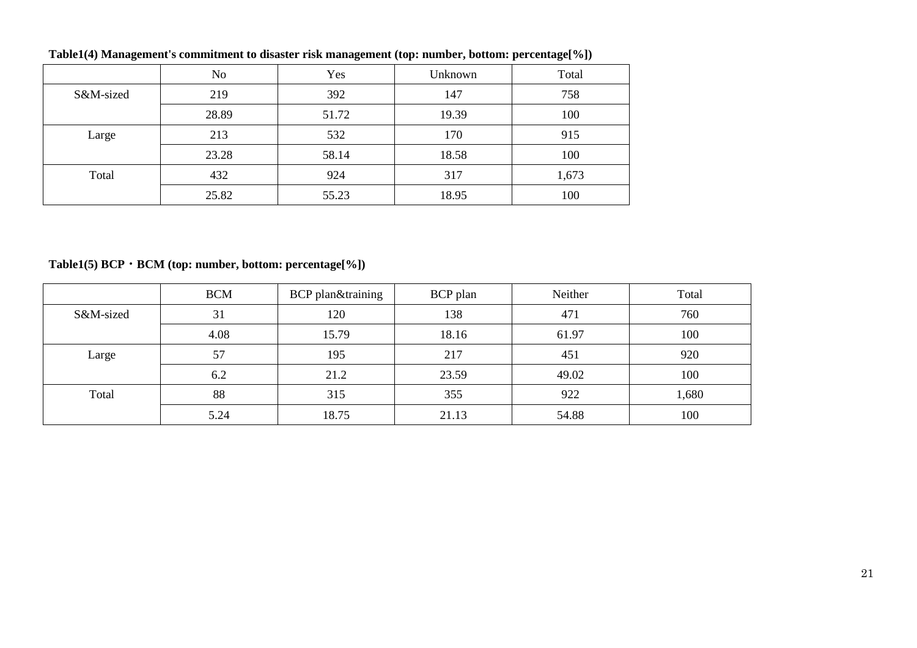**Table1(4) Management's commitment to disaster risk management (top: number, bottom: percentage[%])**

| | No | Yes | Unknown | Total |
|---|---|---|---|---|
| S&M-sized | 219 | 392 | 147 | 758 |
| | 28.89 | 51.72 | 19.39 | 100 |
| Large | 213 | 532 | 170 | 915 |
| | 23.28 | 58.14 | 18.58 | 100 |
| Total | 432 | 924 | 317 | 1,673 |
| | 25.82 | 55.23 | 18.95 | 100 |

**Table1(5) BCP・BCM (top: number, bottom: percentage[%])**

| | BCM | BCP plan&training | BCP plan | Neither | Total |
|---|---|---|---|---|---|
| S&M-sized | 31 | 120 | 138 | 471 | 760 |
| | 4.08 | 15.79 | 18.16 | 61.97 | 100 |
| Large | 57 | 195 | 217 | 451 | 920 |
| | 6.2 | 21.2 | 23.59 | 49.02 | 100 |
| Total | 88 | 315 | 355 | 922 | 1,680 |
| | 5.24 | 18.75 | 21.13 | 54.88 | 100 |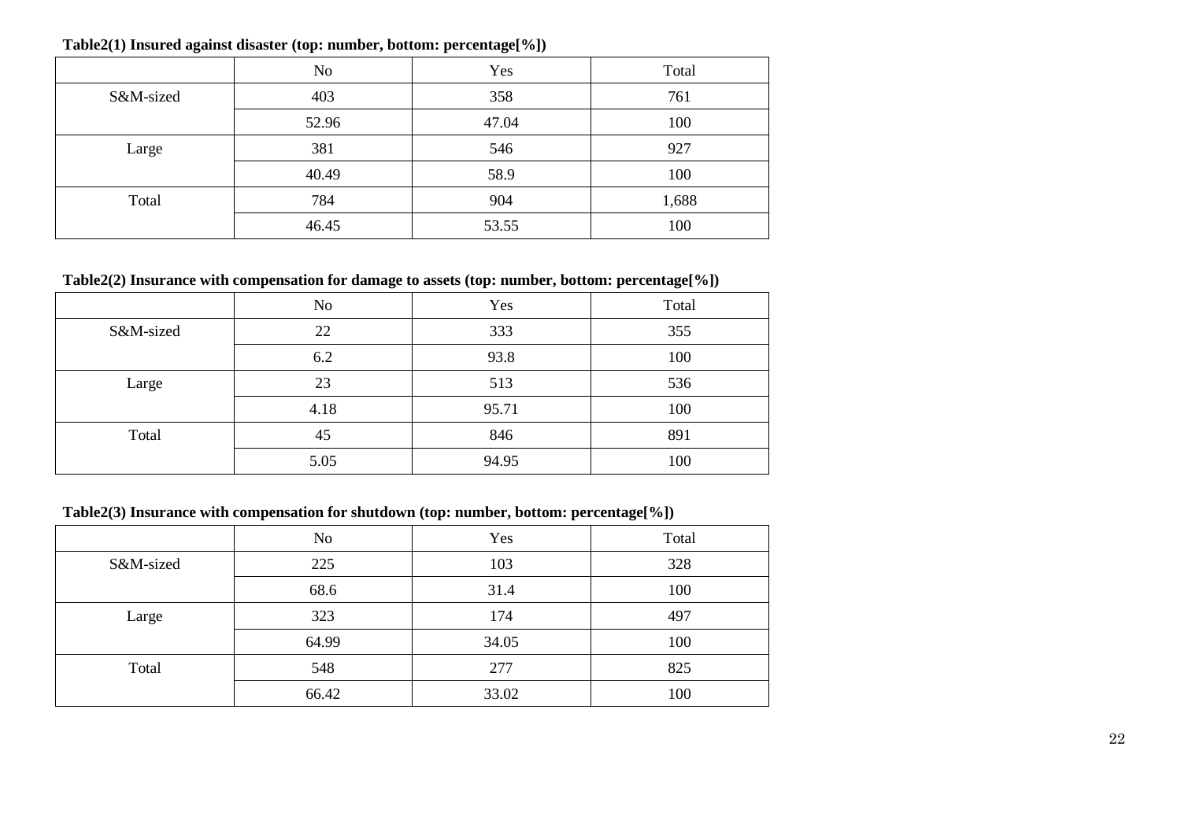**Table2(1) Insured against disaster (top: number, bottom: percentage[%])**

| | No | Yes | Total |
|---|---|---|---|
| S&M-sized | 403 | 358 | 761 |
| | 52.96 | 47.04 | 100 |
| Large | 381 | 546 | 927 |
| | 40.49 | 58.9 | 100 |
| Total | 784 | 904 | 1,688 |
| | 46.45 | 53.55 | 100 |

**Table2(2) Insurance with compensation for damage to assets (top: number, bottom: percentage[%])**

| | No | Yes | Total |
|---|---|---|---|
| S&M-sized | 22 | 333 | 355 |
| | 6.2 | 93.8 | 100 |
| Large | 23 | 513 | 536 |
| | 4.18 | 95.71 | 100 |
| Total | 45 | 846 | 891 |
| | 5.05 | 94.95 | 100 |

**Table2(3) Insurance with compensation for shutdown (top: number, bottom: percentage[%])**

| | No | Yes | Total |
|---|---|---|---|
| S&M-sized | 225 | 103 | 328 |
| | 68.6 | 31.4 | 100 |
| Large | 323 | 174 | 497 |
| | 64.99 | 34.05 | 100 |
| Total | 548 | 277 | 825 |
| | 66.42 | 33.02 | 100 |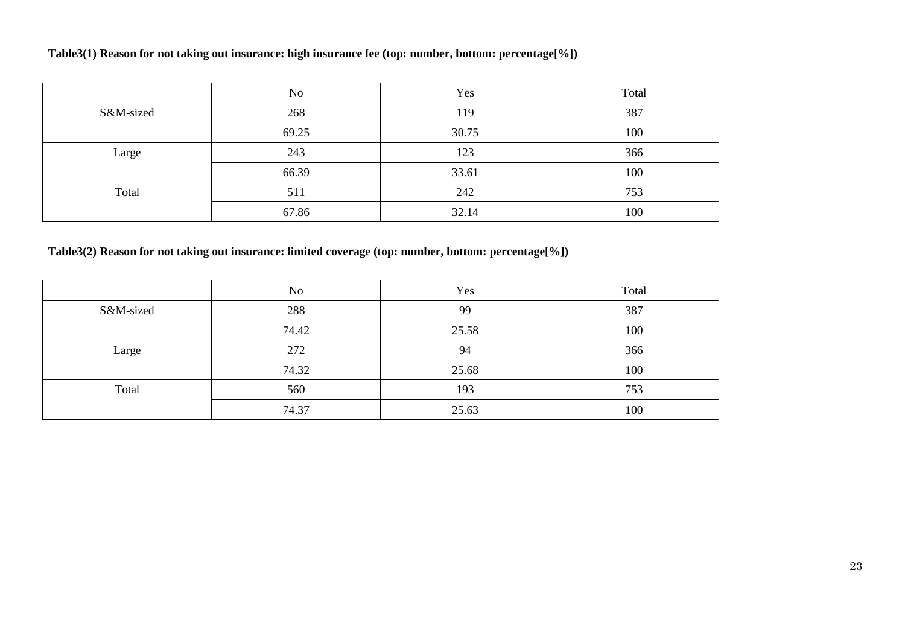**Table3(1) Reason for not taking out insurance: high insurance fee (top: number, bottom: percentage[%])**

| | No | Yes | Total |
|---|---|---|---|
| S&M-sized | 268 | 119 | 387 |
| | 69.25 | 30.75 | 100 |
| Large | 243 | 123 | 366 |
| | 66.39 | 33.61 | 100 |
| Total | 511 | 242 | 753 |
| | 67.86 | 32.14 | 100 |

**Table3(2) Reason for not taking out insurance: limited coverage (top: number, bottom: percentage[%])**

| | No | Yes | Total |
|---|---|---|---|
| S&M-sized | 288 | 99 | 387 |
| | 74.42 | 25.58 | 100 |
| Large | 272 | 94 | 366 |
| | 74.32 | 25.68 | 100 |
| Total | 560 | 193 | 753 |
| | 74.37 | 25.63 | 100 |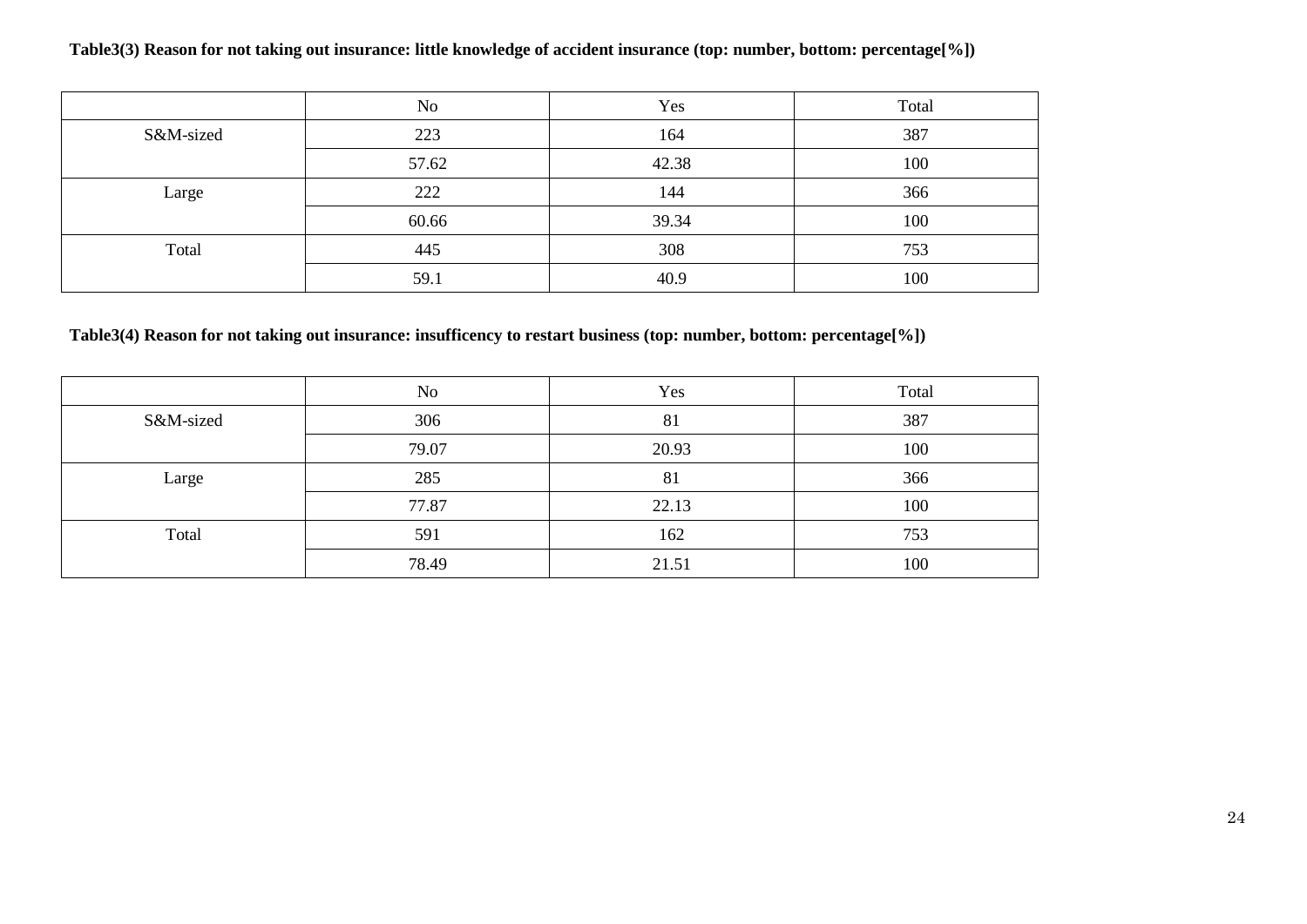**Table3(3) Reason for not taking out insurance: little knowledge of accident insurance (top: number, bottom: percentage[%])**

| | No | Yes | Total |
|---|---|---|---|
| S&M-sized | 223 | 164 | 387 |
| | 57.62 | 42.38 | 100 |
| Large | 222 | 144 | 366 |
| | 60.66 | 39.34 | 100 |
| Total | 445 | 308 | 753 |
| | 59.1 | 40.9 | 100 |

**Table3(4) Reason for not taking out insurance: insufficency to restart business (top: number, bottom: percentage[%])**

| | No | Yes | Total |
|---|---|---|---|
| S&M-sized | 306 | 81 | 387 |
| | 79.07 | 20.93 | 100 |
| Large | 285 | 81 | 366 |
| | 77.87 | 22.13 | 100 |
| Total | 591 | 162 | 753 |
| | 78.49 | 21.51 | 100 |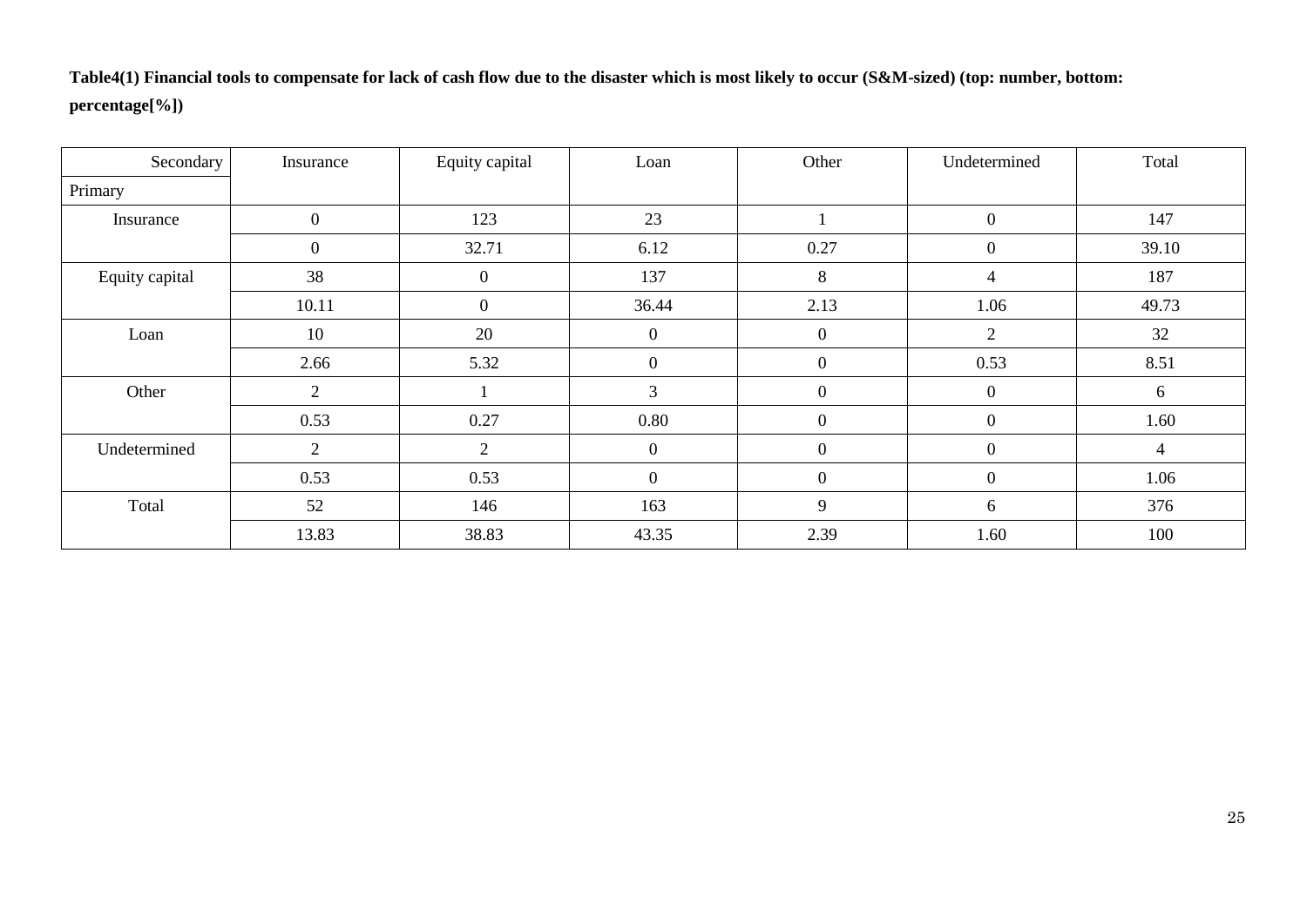**Table4(1) Financial tools to compensate for lack of cash flow due to the disaster which is most likely to occur (S&M-sized) (top: number, bottom: percentage[%])**

| Secondary / Primary | Insurance | Equity capital | Loan | Other | Undetermined | Total |
|---|---|---|---|---|---|---|
| Insurance | 0 | 123 | 23 | 1 | 0 | 147 |
| | 0 | 32.71 | 6.12 | 0.27 | 0 | 39.10 |
| Equity capital | 38 | 0 | 137 | 8 | 4 | 187 |
| | 10.11 | 0 | 36.44 | 2.13 | 1.06 | 49.73 |
| Loan | 10 | 20 | 0 | 0 | 2 | 32 |
| | 2.66 | 5.32 | 0 | 0 | 0.53 | 8.51 |
| Other | 2 | 1 | 3 | 0 | 0 | 6 |
| | 0.53 | 0.27 | 0.80 | 0 | 0 | 1.60 |
| Undetermined | 2 | 2 | 0 | 0 | 0 | 4 |
| | 0.53 | 0.53 | 0 | 0 | 0 | 1.06 |
| Total | 52 | 146 | 163 | 9 | 6 | 376 |
| | 13.83 | 38.83 | 43.35 | 2.39 | 1.60 | 100 |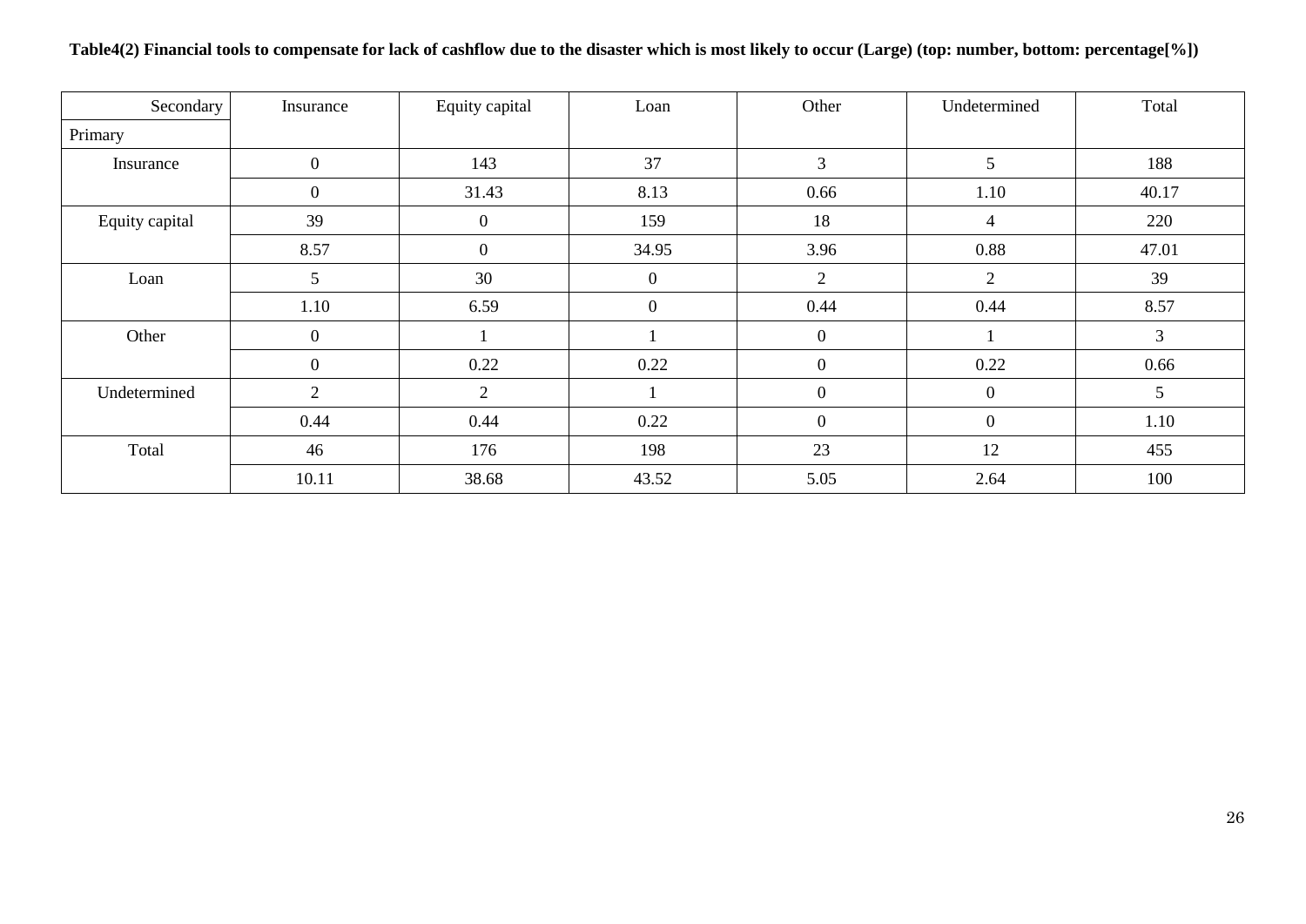**Table4(2) Financial tools to compensate for lack of cashflow due to the disaster which is most likely to occur (Large) (top: number, bottom: percentage[%])**

| Secondary / Primary | Insurance | Equity capital | Loan | Other | Undetermined | Total |
|---|---|---|---|---|---|---|
| Insurance | 0 | 143 | 37 | 3 | 5 | 188 |
| | 0 | 31.43 | 8.13 | 0.66 | 1.10 | 40.17 |
| Equity capital | 39 | 0 | 159 | 18 | 4 | 220 |
| | 8.57 | 0 | 34.95 | 3.96 | 0.88 | 47.01 |
| Loan | 5 | 30 | 0 | 2 | 2 | 39 |
| | 1.10 | 6.59 | 0 | 0.44 | 0.44 | 8.57 |
| Other | 0 | 1 | 1 | 0 | 1 | 3 |
| | 0 | 0.22 | 0.22 | 0 | 0.22 | 0.66 |
| Undetermined | 2 | 2 | 1 | 0 | 0 | 5 |
| | 0.44 | 0.44 | 0.22 | 0 | 0 | 1.10 |
| Total | 46 | 176 | 198 | 23 | 12 | 455 |
| | 10.11 | 38.68 | 43.52 | 5.05 | 2.64 | 100 |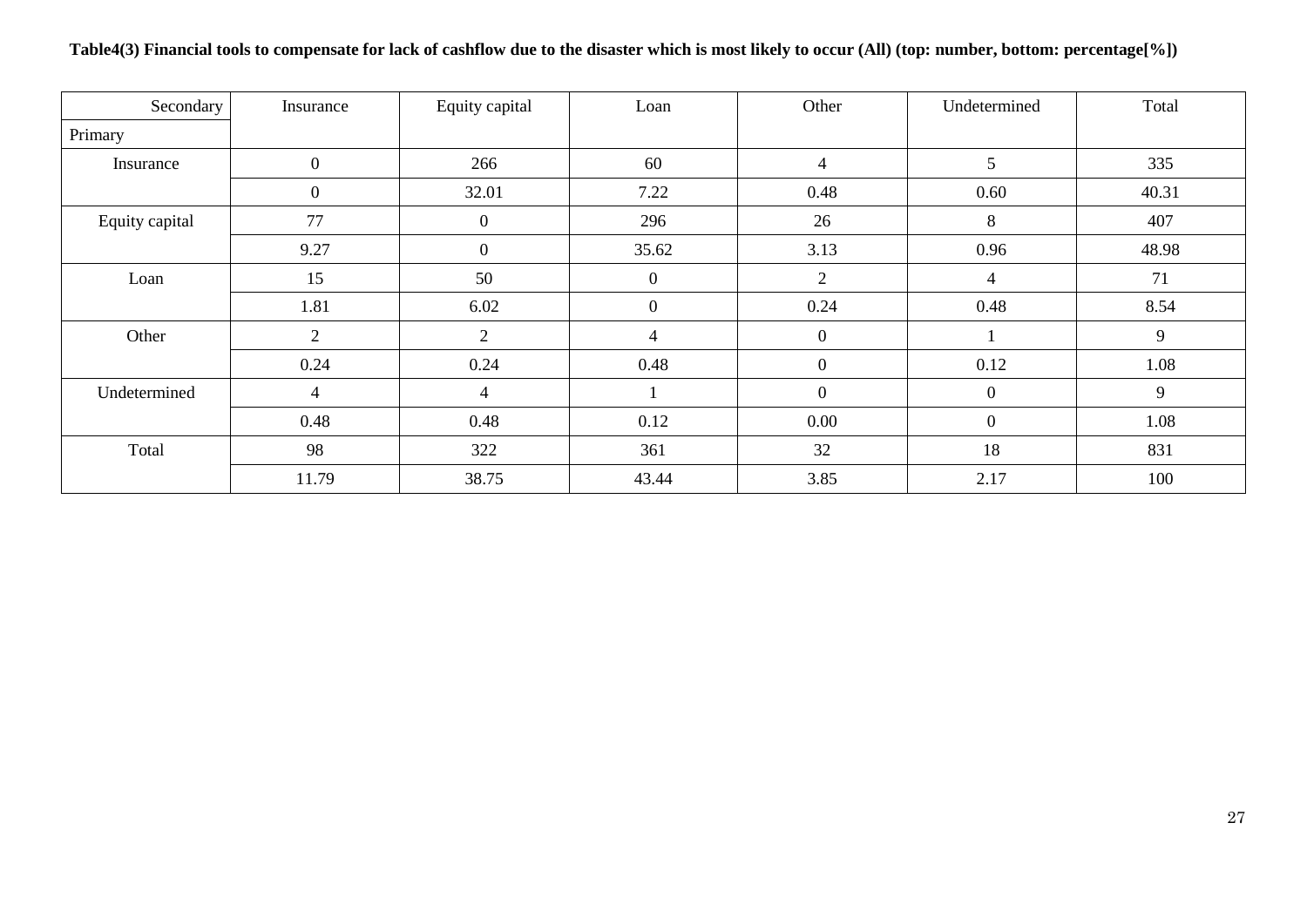**Table4(3) Financial tools to compensate for lack of cashflow due to the disaster which is most likely to occur (All) (top: number, bottom: percentage[%])**

| Secondary / Primary | Insurance | Equity capital | Loan | Other | Undetermined | Total |
|---|---|---|---|---|---|---|
| Insurance | 0 | 266 | 60 | 4 | 5 | 335 |
| | 0 | 32.01 | 7.22 | 0.48 | 0.60 | 40.31 |
| Equity capital | 77 | 0 | 296 | 26 | 8 | 407 |
| | 9.27 | 0 | 35.62 | 3.13 | 0.96 | 48.98 |
| Loan | 15 | 50 | 0 | 2 | 4 | 71 |
| | 1.81 | 6.02 | 0 | 0.24 | 0.48 | 8.54 |
| Other | 2 | 2 | 4 | 0 | 1 | 9 |
| | 0.24 | 0.24 | 0.48 | 0 | 0.12 | 1.08 |
| Undetermined | 4 | 4 | 1 | 0 | 0 | 9 |
| | 0.48 | 0.48 | 0.12 | 0.00 | 0 | 1.08 |
| Total | 98 | 322 | 361 | 32 | 18 | 831 |
| | 11.79 | 38.75 | 43.44 | 3.85 | 2.17 | 100 |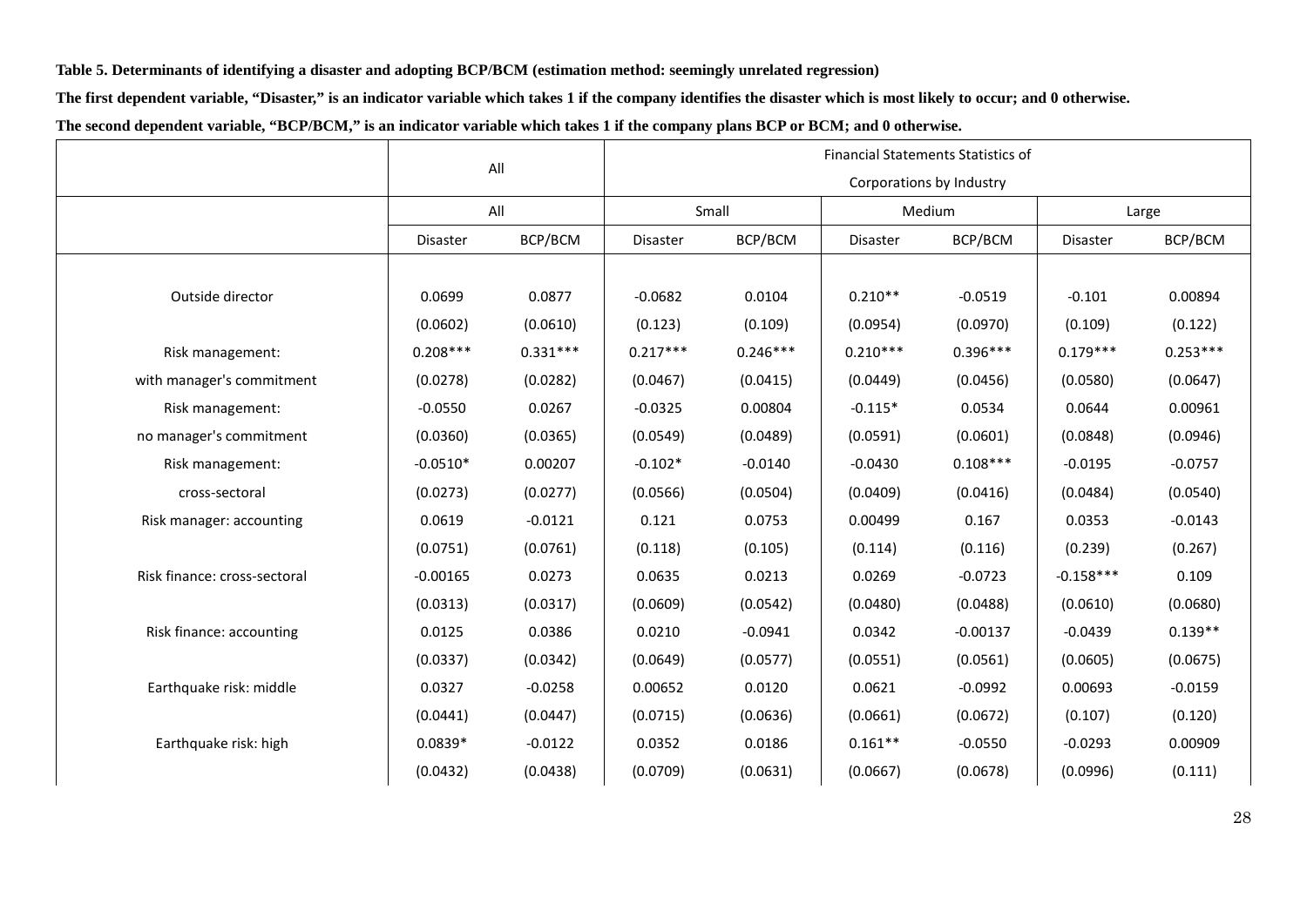**Table 5. Determinants of identifying a disaster and adopting BCP/BCM (estimation method: seemingly unrelated regression)**

**The first dependent variable, "Disaster," is an indicator variable which takes 1 if the company identifies the disaster which is most likely to occur; and 0 otherwise.**

**The second dependent variable, "BCP/BCM," is an indicator variable which takes 1 if the company plans BCP or BCM; and 0 otherwise.**

| | All | | Financial Statements Statistics of Corporations by Industry | | | | | |
|---|---|---|---|---|---|---|---|---|
| | All | | Small | | Medium | | Large | |
| | Disaster | BCP/BCM | Disaster | BCP/BCM | Disaster | BCP/BCM | Disaster | BCP/BCM |
| Outside director | 0.0699 | 0.0877 | -0.0682 | 0.0104 | 0.210** | -0.0519 | -0.101 | 0.00894 |
| | (0.0602) | (0.0610) | (0.123) | (0.109) | (0.0954) | (0.0970) | (0.109) | (0.122) |
| Risk management: with manager's commitment | 0.208*** | 0.331*** | 0.217*** | 0.246*** | 0.210*** | 0.396*** | 0.179*** | 0.253*** |
| | (0.0278) | (0.0282) | (0.0467) | (0.0415) | (0.0449) | (0.0456) | (0.0580) | (0.0647) |
| Risk management: no manager's commitment | -0.0550 | 0.0267 | -0.0325 | 0.00804 | -0.115* | 0.0534 | 0.0644 | 0.00961 |
| | (0.0360) | (0.0365) | (0.0549) | (0.0489) | (0.0591) | (0.0601) | (0.0848) | (0.0946) |
| Risk management: cross-sectoral | -0.0510* | 0.00207 | -0.102* | -0.0140 | -0.0430 | 0.108*** | -0.0195 | -0.0757 |
| | (0.0273) | (0.0277) | (0.0566) | (0.0504) | (0.0409) | (0.0416) | (0.0484) | (0.0540) |
| Risk manager: accounting | 0.0619 | -0.0121 | 0.121 | 0.0753 | 0.00499 | 0.167 | 0.0353 | -0.0143 |
| | (0.0751) | (0.0761) | (0.118) | (0.105) | (0.114) | (0.116) | (0.239) | (0.267) |
| Risk finance: cross-sectoral | -0.00165 | 0.0273 | 0.0635 | 0.0213 | 0.0269 | -0.0723 | -0.158*** | 0.109 |
| | (0.0313) | (0.0317) | (0.0609) | (0.0542) | (0.0480) | (0.0488) | (0.0610) | (0.0680) |
| Risk finance: accounting | 0.0125 | 0.0386 | 0.0210 | -0.0941 | 0.0342 | -0.00137 | -0.0439 | 0.139** |
| | (0.0337) | (0.0342) | (0.0649) | (0.0577) | (0.0551) | (0.0561) | (0.0605) | (0.0675) |
| Earthquake risk: middle | 0.0327 | -0.0258 | 0.00652 | 0.0120 | 0.0621 | -0.0992 | 0.00693 | -0.0159 |
| | (0.0441) | (0.0447) | (0.0715) | (0.0636) | (0.0661) | (0.0672) | (0.107) | (0.120) |
| Earthquake risk: high | 0.0839* | -0.0122 | 0.0352 | 0.0186 | 0.161** | -0.0550 | -0.0293 | 0.00909 |
| | (0.0432) | (0.0438) | (0.0709) | (0.0631) | (0.0667) | (0.0678) | (0.0996) | (0.111) |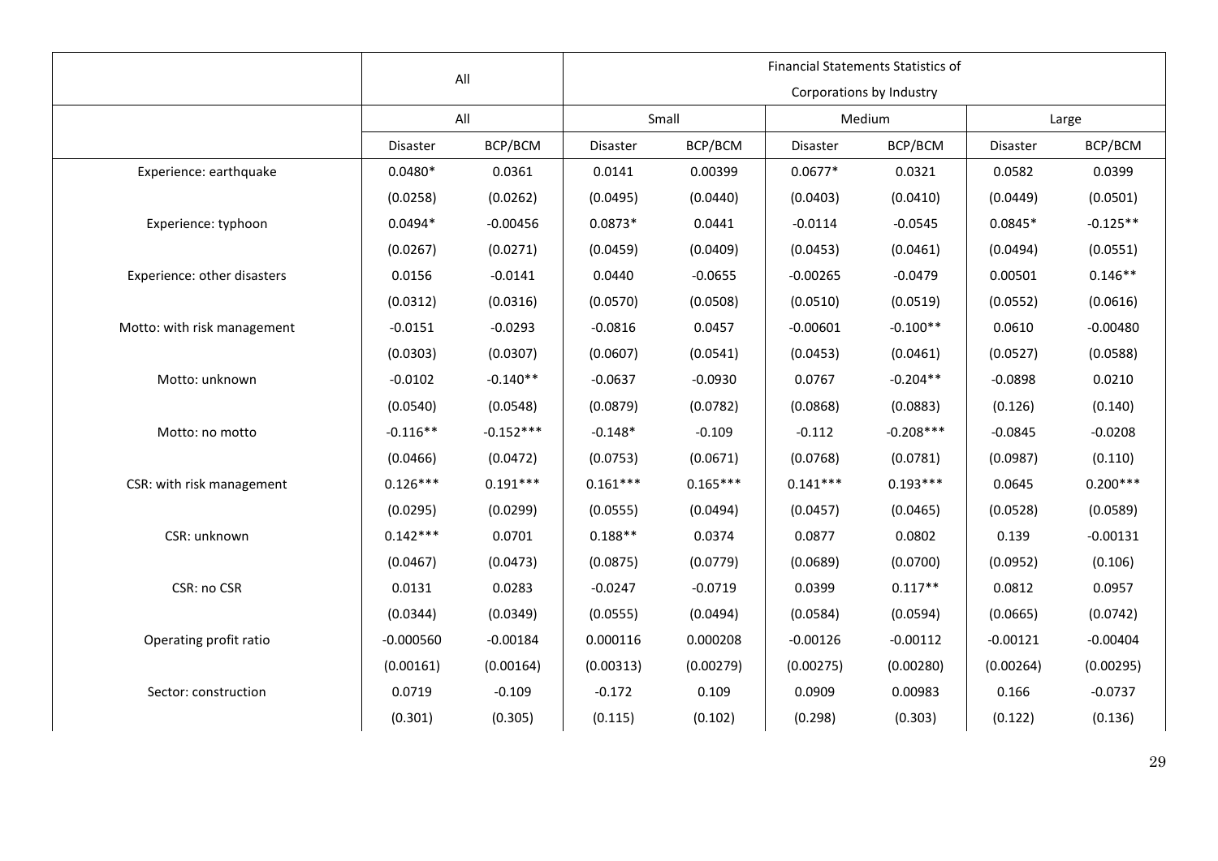| | All | | Financial Statements Statistics of Corporations by Industry | | | | | |
|---|---|---|---|---|---|---|---|---|
| | All | | Small | | Medium | | Large | |
| | Disaster | BCP/BCM | Disaster | BCP/BCM | Disaster | BCP/BCM | Disaster | BCP/BCM |
| Experience: earthquake | 0.0480* | 0.0361 | 0.0141 | 0.00399 | 0.0677* | 0.0321 | 0.0582 | 0.0399 |
| | (0.0258) | (0.0262) | (0.0495) | (0.0440) | (0.0403) | (0.0410) | (0.0449) | (0.0501) |
| Experience: typhoon | 0.0494* | -0.00456 | 0.0873* | 0.0441 | -0.0114 | -0.0545 | 0.0845* | -0.125** |
| | (0.0267) | (0.0271) | (0.0459) | (0.0409) | (0.0453) | (0.0461) | (0.0494) | (0.0551) |
| Experience: other disasters | 0.0156 | -0.0141 | 0.0440 | -0.0655 | -0.00265 | -0.0479 | 0.00501 | 0.146** |
| | (0.0312) | (0.0316) | (0.0570) | (0.0508) | (0.0510) | (0.0519) | (0.0552) | (0.0616) |
| Motto: with risk management | -0.0151 | -0.0293 | -0.0816 | 0.0457 | -0.00601 | -0.100** | 0.0610 | -0.00480 |
| | (0.0303) | (0.0307) | (0.0607) | (0.0541) | (0.0453) | (0.0461) | (0.0527) | (0.0588) |
| Motto: unknown | -0.0102 | -0.140** | -0.0637 | -0.0930 | 0.0767 | -0.204** | -0.0898 | 0.0210 |
| | (0.0540) | (0.0548) | (0.0879) | (0.0782) | (0.0868) | (0.0883) | (0.126) | (0.140) |
| Motto: no motto | -0.116** | -0.152*** | -0.148* | -0.109 | -0.112 | -0.208*** | -0.0845 | -0.0208 |
| | (0.0466) | (0.0472) | (0.0753) | (0.0671) | (0.0768) | (0.0781) | (0.0987) | (0.110) |
| CSR: with risk management | 0.126*** | 0.191*** | 0.161*** | 0.165*** | 0.141*** | 0.193*** | 0.0645 | 0.200*** |
| | (0.0295) | (0.0299) | (0.0555) | (0.0494) | (0.0457) | (0.0465) | (0.0528) | (0.0589) |
| CSR: unknown | 0.142*** | 0.0701 | 0.188** | 0.0374 | 0.0877 | 0.0802 | 0.139 | -0.00131 |
| | (0.0467) | (0.0473) | (0.0875) | (0.0779) | (0.0689) | (0.0700) | (0.0952) | (0.106) |
| CSR: no CSR | 0.0131 | 0.0283 | -0.0247 | -0.0719 | 0.0399 | 0.117** | 0.0812 | 0.0957 |
| | (0.0344) | (0.0349) | (0.0555) | (0.0494) | (0.0584) | (0.0594) | (0.0665) | (0.0742) |
| Operating profit ratio | -0.000560 | -0.00184 | 0.000116 | 0.000208 | -0.00126 | -0.00112 | -0.00121 | -0.00404 |
| | (0.00161) | (0.00164) | (0.00313) | (0.00279) | (0.00275) | (0.00280) | (0.00264) | (0.00295) |
| Sector: construction | 0.0719 | -0.109 | -0.172 | 0.109 | 0.0909 | 0.00983 | 0.166 | -0.0737 |
| | (0.301) | (0.305) | (0.115) | (0.102) | (0.298) | (0.303) | (0.122) | (0.136) |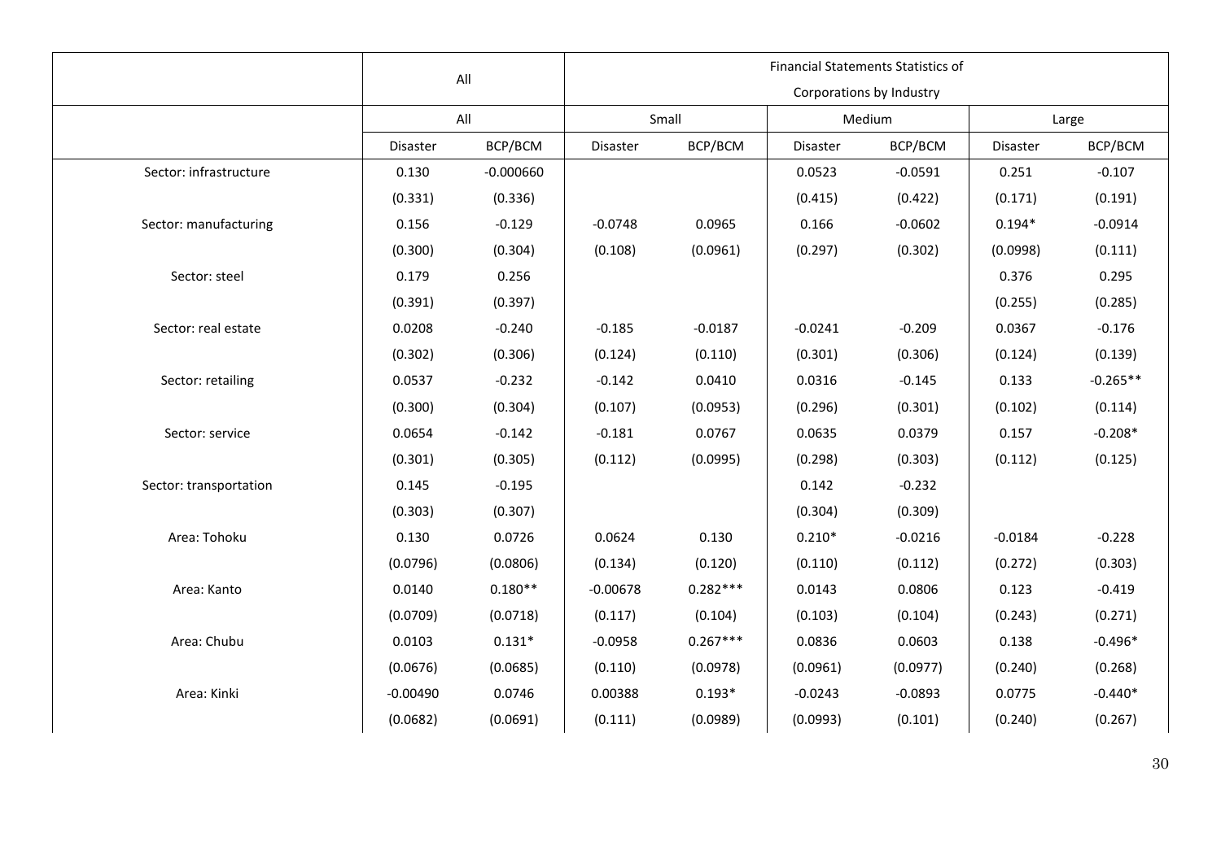| | All | | Financial Statements Statistics of Corporations by Industry | | | | | |
|---|---|---|---|---|---|---|---|---|
| | All | | Small | | Medium | | Large | |
| | Disaster | BCP/BCM | Disaster | BCP/BCM | Disaster | BCP/BCM | Disaster | BCP/BCM |
| Sector: infrastructure | 0.130 | -0.000660 | | | 0.0523 | -0.0591 | 0.251 | -0.107 |
| | (0.331) | (0.336) | | | (0.415) | (0.422) | (0.171) | (0.191) |
| Sector: manufacturing | 0.156 | -0.129 | -0.0748 | 0.0965 | 0.166 | -0.0602 | 0.194* | -0.0914 |
| | (0.300) | (0.304) | (0.108) | (0.0961) | (0.297) | (0.302) | (0.0998) | (0.111) |
| Sector: steel | 0.179 | 0.256 | | | | | 0.376 | 0.295 |
| | (0.391) | (0.397) | | | | | (0.255) | (0.285) |
| Sector: real estate | 0.0208 | -0.240 | -0.185 | -0.0187 | -0.0241 | -0.209 | 0.0367 | -0.176 |
| | (0.302) | (0.306) | (0.124) | (0.110) | (0.301) | (0.306) | (0.124) | (0.139) |
| Sector: retailing | 0.0537 | -0.232 | -0.142 | 0.0410 | 0.0316 | -0.145 | 0.133 | -0.265** |
| | (0.300) | (0.304) | (0.107) | (0.0953) | (0.296) | (0.301) | (0.102) | (0.114) |
| Sector: service | 0.0654 | -0.142 | -0.181 | 0.0767 | 0.0635 | 0.0379 | 0.157 | -0.208* |
| | (0.301) | (0.305) | (0.112) | (0.0995) | (0.298) | (0.303) | (0.112) | (0.125) |
| Sector: transportation | 0.145 | -0.195 | | | 0.142 | -0.232 | | |
| | (0.303) | (0.307) | | | (0.304) | (0.309) | | |
| Area: Tohoku | 0.130 | 0.0726 | 0.0624 | 0.130 | 0.210* | -0.0216 | -0.0184 | -0.228 |
| | (0.0796) | (0.0806) | (0.134) | (0.120) | (0.110) | (0.112) | (0.272) | (0.303) |
| Area: Kanto | 0.0140 | 0.180** | -0.00678 | 0.282*** | 0.0143 | 0.0806 | 0.123 | -0.419 |
| | (0.0709) | (0.0718) | (0.117) | (0.104) | (0.103) | (0.104) | (0.243) | (0.271) |
| Area: Chubu | 0.0103 | 0.131* | -0.0958 | 0.267*** | 0.0836 | 0.0603 | 0.138 | -0.496* |
| | (0.0676) | (0.0685) | (0.110) | (0.0978) | (0.0961) | (0.0977) | (0.240) | (0.268) |
| Area: Kinki | -0.00490 | 0.0746 | 0.00388 | 0.193* | -0.0243 | -0.0893 | 0.0775 | -0.440* |
| | (0.0682) | (0.0691) | (0.111) | (0.0989) | (0.0993) | (0.101) | (0.240) | (0.267) |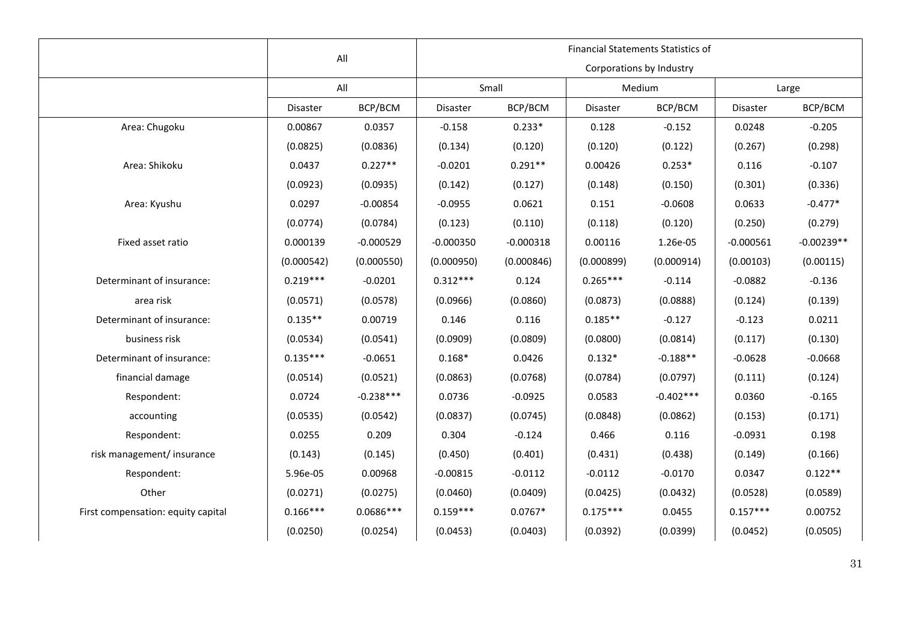| | All | | Financial Statements Statistics of Corporations by Industry | | | | | |
|---|---|---|---|---|---|---|---|---|
| | All | | Small | | Medium | | Large | |
| | Disaster | BCP/BCM | Disaster | BCP/BCM | Disaster | BCP/BCM | Disaster | BCP/BCM |
| Area: Chugoku | 0.00867 | 0.0357 | -0.158 | 0.233* | 0.128 | -0.152 | 0.0248 | -0.205 |
| | (0.0825) | (0.0836) | (0.134) | (0.120) | (0.120) | (0.122) | (0.267) | (0.298) |
| Area: Shikoku | 0.0437 | 0.227** | -0.0201 | 0.291** | 0.00426 | 0.253* | 0.116 | -0.107 |
| | (0.0923) | (0.0935) | (0.142) | (0.127) | (0.148) | (0.150) | (0.301) | (0.336) |
| Area: Kyushu | 0.0297 | -0.00854 | -0.0955 | 0.0621 | 0.151 | -0.0608 | 0.0633 | -0.477* |
| | (0.0774) | (0.0784) | (0.123) | (0.110) | (0.118) | (0.120) | (0.250) | (0.279) |
| Fixed asset ratio | 0.000139 | -0.000529 | -0.000350 | -0.000318 | 0.00116 | 1.26e-05 | -0.000561 | -0.00239** |
| | (0.000542) | (0.000550) | (0.000950) | (0.000846) | (0.000899) | (0.000914) | (0.00103) | (0.00115) |
| Determinant of insurance: area risk | 0.219*** | -0.0201 | 0.312*** | 0.124 | 0.265*** | -0.114 | -0.0882 | -0.136 |
| | (0.0571) | (0.0578) | (0.0966) | (0.0860) | (0.0873) | (0.0888) | (0.124) | (0.139) |
| Determinant of insurance: business risk | 0.135** | 0.00719 | 0.146 | 0.116 | 0.185** | -0.127 | -0.123 | 0.0211 |
| | (0.0534) | (0.0541) | (0.0909) | (0.0809) | (0.0800) | (0.0814) | (0.117) | (0.130) |
| Determinant of insurance: financial damage | 0.135*** | -0.0651 | 0.168* | 0.0426 | 0.132* | -0.188** | -0.0628 | -0.0668 |
| | (0.0514) | (0.0521) | (0.0863) | (0.0768) | (0.0784) | (0.0797) | (0.111) | (0.124) |
| Respondent: accounting | 0.0724 | -0.238*** | 0.0736 | -0.0925 | 0.0583 | -0.402*** | 0.0360 | -0.165 |
| | (0.0535) | (0.0542) | (0.0837) | (0.0745) | (0.0848) | (0.0862) | (0.153) | (0.171) |
| Respondent: risk management/ insurance | 0.0255 | 0.209 | 0.304 | -0.124 | 0.466 | 0.116 | -0.0931 | 0.198 |
| | (0.143) | (0.145) | (0.450) | (0.401) | (0.431) | (0.438) | (0.149) | (0.166) |
| Respondent: Other | 5.96e-05 | 0.00968 | -0.00815 | -0.0112 | -0.0112 | -0.0170 | 0.0347 | 0.122** |
| | (0.0271) | (0.0275) | (0.0460) | (0.0409) | (0.0425) | (0.0432) | (0.0528) | (0.0589) |
| First compensation: equity capital | 0.166*** | 0.0686*** | 0.159*** | 0.0767* | 0.175*** | 0.0455 | 0.157*** | 0.00752 |
| | (0.0250) | (0.0254) | (0.0453) | (0.0403) | (0.0392) | (0.0399) | (0.0452) | (0.0505) |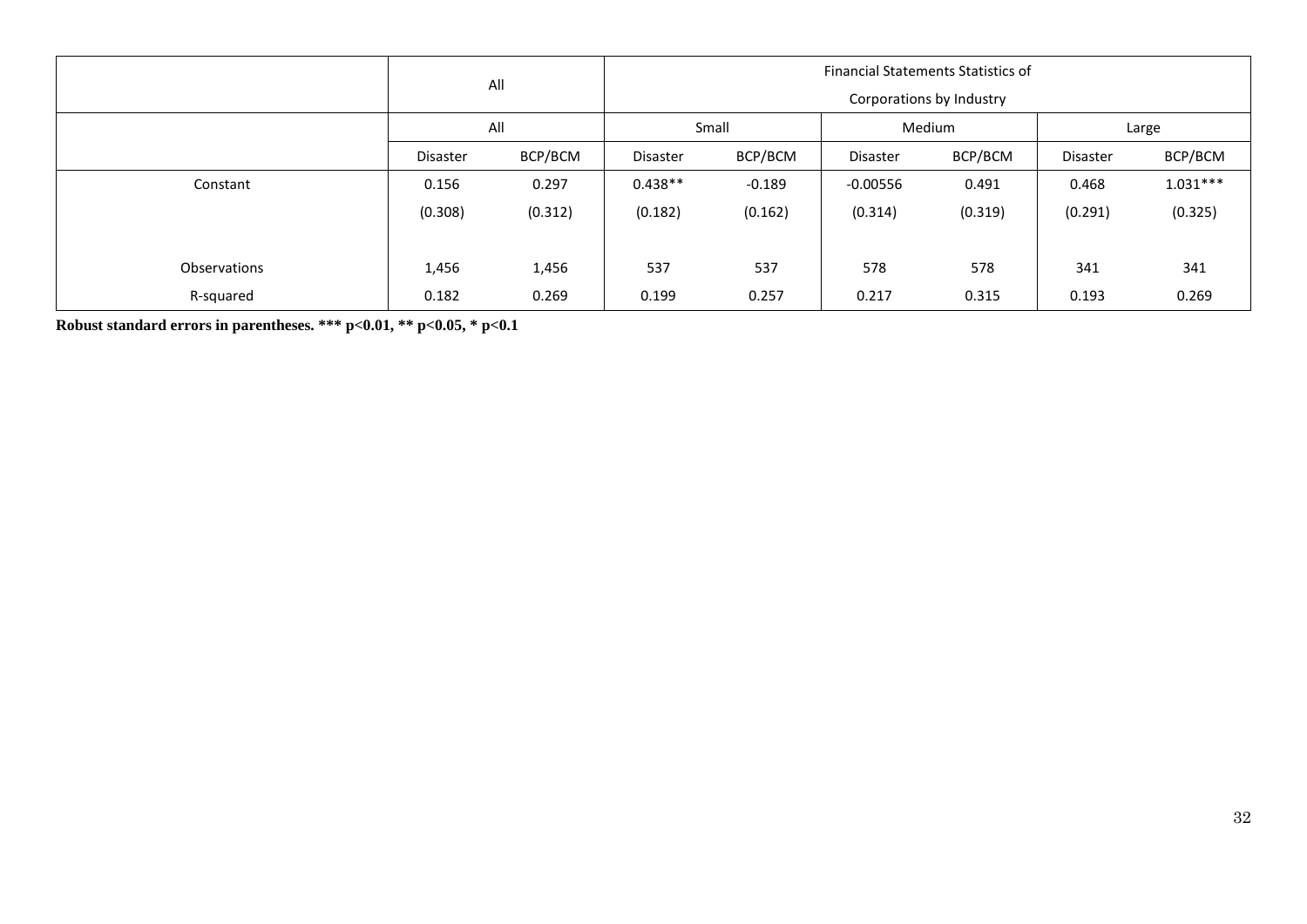| | All | | Financial Statements Statistics of Corporations by Industry | | | | | |
|---|---|---|---|---|---|---|---|---|
| | All | | Small | | Medium | | Large | |
| | Disaster | BCP/BCM | Disaster | BCP/BCM | Disaster | BCP/BCM | Disaster | BCP/BCM |
| Constant | 0.156 | 0.297 | 0.438** | -0.189 | -0.00556 | 0.491 | 0.468 | 1.031*** |
| | (0.308) | (0.312) | (0.182) | (0.162) | (0.314) | (0.319) | (0.291) | (0.325) |
| | | | | | | | | |
| Observations | 1,456 | 1,456 | 537 | 537 | 578 | 578 | 341 | 341 |
| R-squared | 0.182 | 0.269 | 0.199 | 0.257 | 0.217 | 0.315 | 0.193 | 0.269 |

**Robust standard errors in parentheses. *** p<0.01, ** p<0.05, * p<0.1**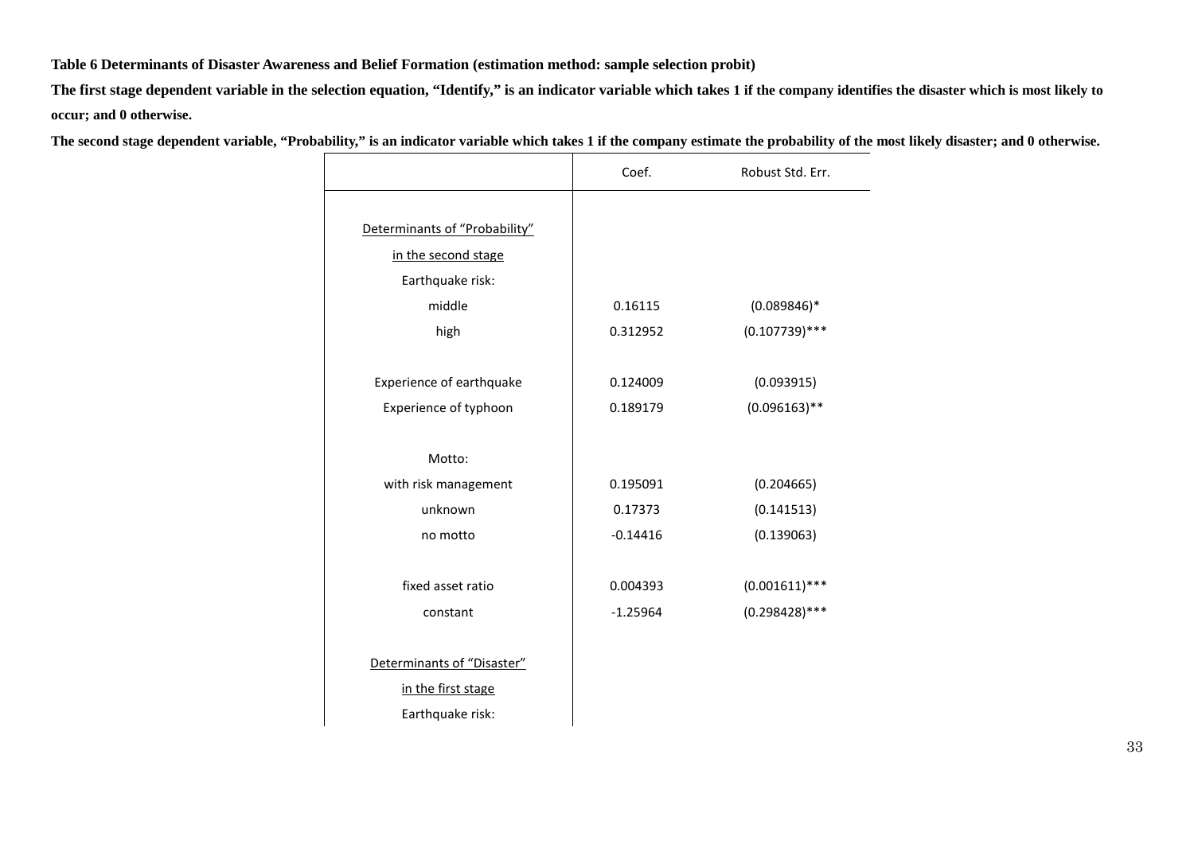**Table 6 Determinants of Disaster Awareness and Belief Formation (estimation method: sample selection probit)**

**The first stage dependent variable in the selection equation, "Identify," is an indicator variable which takes 1 if the company identifies the disaster which is most likely to occur; and 0 otherwise.**

**The second stage dependent variable, "Probability," is an indicator variable which takes 1 if the company estimate the probability of the most likely disaster; and 0 otherwise.**

| | Coef. | Robust Std. Err. |
|---|---|---|
| Determinants of "Probability" in the second stage | | |
| Earthquake risk: | | |
| middle | 0.16115 | (0.089846)* |
| high | 0.312952 | (0.107739)*** |
| Experience of earthquake | 0.124009 | (0.093915) |
| Experience of typhoon | 0.189179 | (0.096163)** |
| Motto: | | |
| with risk management | 0.195091 | (0.204665) |
| unknown | 0.17373 | (0.141513) |
| no motto | -0.14416 | (0.139063) |
| fixed asset ratio | 0.004393 | (0.001611)*** |
| constant | -1.25964 | (0.298428)*** |
| Determinants of "Disaster" in the first stage | | |
| Earthquake risk: | | |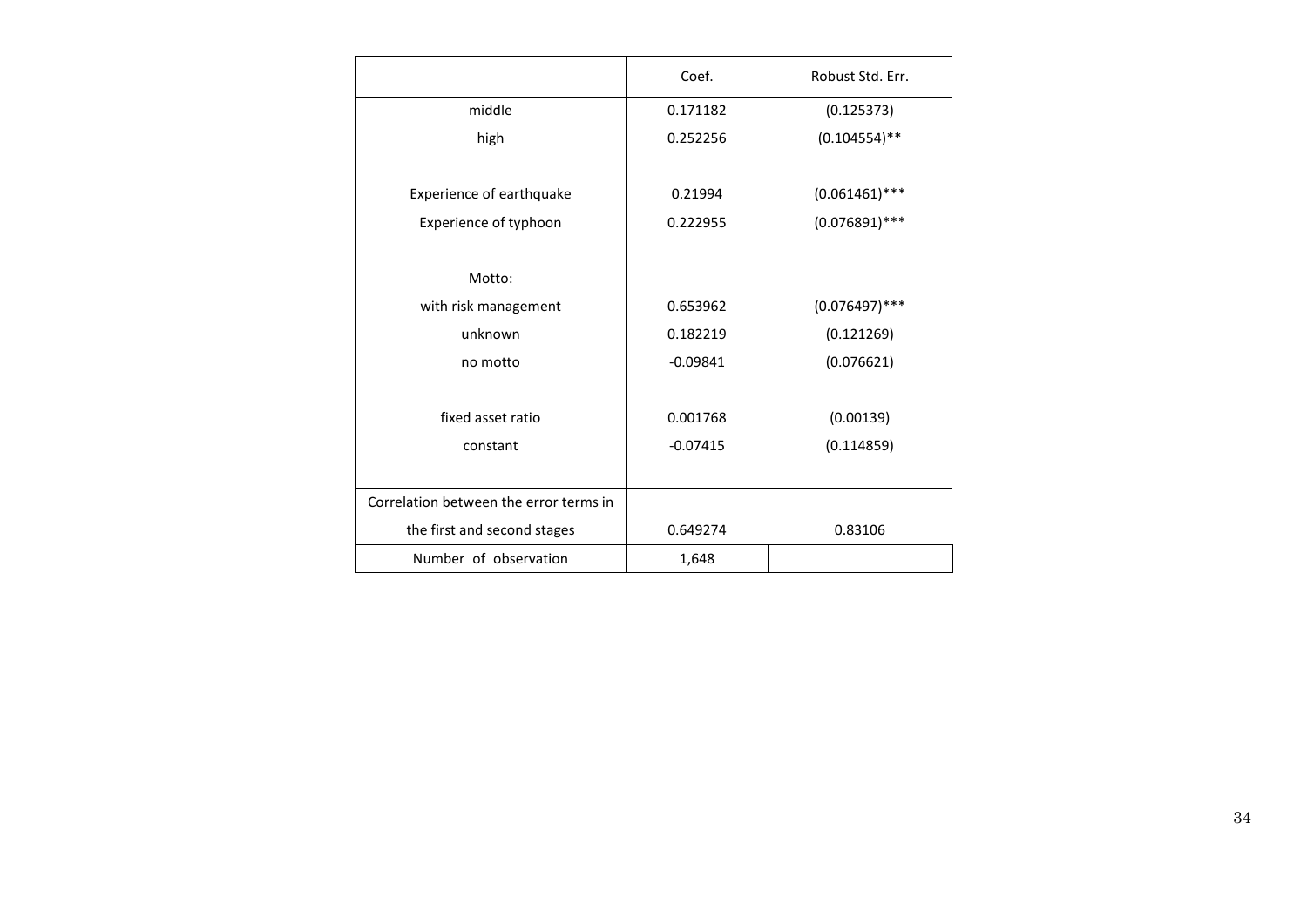| | Coef. | Robust Std. Err. |
|---|---|---|
| middle | 0.171182 | (0.125373) |
| high | 0.252256 | (0.104554)** |
| | | |
| Experience of earthquake | 0.21994 | (0.061461)*** |
| Experience of typhoon | 0.222955 | (0.076891)*** |
| | | |
| Motto: | | |
| with risk management | 0.653962 | (0.076497)*** |
| unknown | 0.182219 | (0.121269) |
| no motto | -0.09841 | (0.076621) |
| | | |
| fixed asset ratio | 0.001768 | (0.00139) |
| constant | -0.07415 | (0.114859) |
| | | |
| Correlation between the error terms in the first and second stages | 0.649274 | 0.83106 |
| Number of observation | 1,648 | |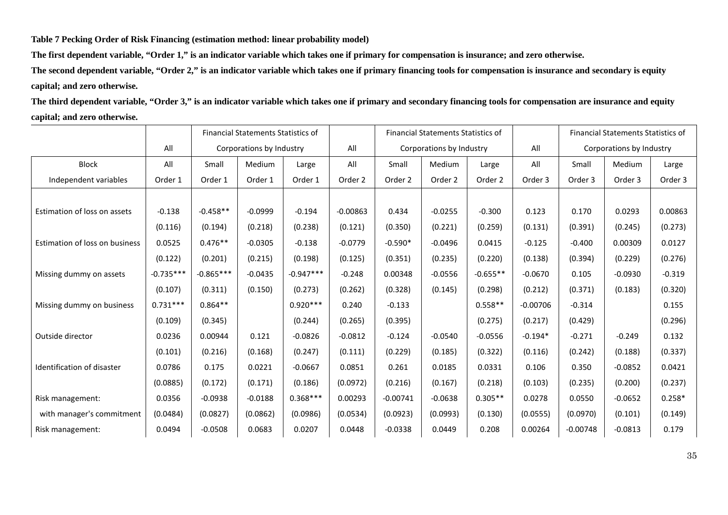**Table 7 Pecking Order of Risk Financing (estimation method: linear probability model)**

**The first dependent variable, "Order 1," is an indicator variable which takes one if primary for compensation is insurance; and zero otherwise.**

**The second dependent variable, "Order 2," is an indicator variable which takes one if primary financing tools for compensation is insurance and secondary is equity capital; and zero otherwise.**

**The third dependent variable, "Order 3," is an indicator variable which takes one if primary and secondary financing tools for compensation are insurance and equity capital; and zero otherwise.**

| | All | Financial Statements Statistics of Corporations by Industry | | | All | Financial Statements Statistics of Corporations by Industry | | | All | Financial Statements Statistics of Corporations by Industry | | |
|---|---|---|---|---|---|---|---|---|---|---|---|---|
| Block | All | Small | Medium | Large | All | Small | Medium | Large | All | Small | Medium | Large |
| Independent variables | Order 1 | Order 1 | Order 1 | Order 1 | Order 2 | Order 2 | Order 2 | Order 2 | Order 3 | Order 3 | Order 3 | Order 3 |
| Estimation of loss on assets | -0.138 | -0.458** | -0.0999 | -0.194 | -0.00863 | 0.434 | -0.0255 | -0.300 | 0.123 | 0.170 | 0.0293 | 0.00863 |
| | (0.116) | (0.194) | (0.218) | (0.238) | (0.121) | (0.350) | (0.221) | (0.259) | (0.131) | (0.391) | (0.245) | (0.273) |
| Estimation of loss on business | 0.0525 | 0.476** | -0.0305 | -0.138 | -0.0779 | -0.590* | -0.0496 | 0.0415 | -0.125 | -0.400 | 0.00309 | 0.0127 |
| | (0.122) | (0.201) | (0.215) | (0.198) | (0.125) | (0.351) | (0.235) | (0.220) | (0.138) | (0.394) | (0.229) | (0.276) |
| Missing dummy on assets | -0.735*** | -0.865*** | -0.0435 | -0.947*** | -0.248 | 0.00348 | -0.0556 | -0.655** | -0.0670 | 0.105 | -0.0930 | -0.319 |
| | (0.107) | (0.311) | (0.150) | (0.273) | (0.262) | (0.328) | (0.145) | (0.298) | (0.212) | (0.371) | (0.183) | (0.320) |
| Missing dummy on business | 0.731*** | 0.864** | | 0.920*** | 0.240 | -0.133 | | 0.558** | -0.00706 | -0.314 | | 0.155 |
| | (0.109) | (0.345) | | (0.244) | (0.265) | (0.395) | | (0.275) | (0.217) | (0.429) | | (0.296) |
| Outside director | 0.0236 | 0.00944 | 0.121 | -0.0826 | -0.0812 | -0.124 | -0.0540 | -0.0556 | -0.194* | -0.271 | -0.249 | 0.132 |
| | (0.101) | (0.216) | (0.168) | (0.247) | (0.111) | (0.229) | (0.185) | (0.322) | (0.116) | (0.242) | (0.188) | (0.337) |
| Identification of disaster | 0.0786 | 0.175 | 0.0221 | -0.0667 | 0.0851 | 0.261 | 0.0185 | 0.0331 | 0.106 | 0.350 | -0.0852 | 0.0421 |
| | (0.0885) | (0.172) | (0.171) | (0.186) | (0.0972) | (0.216) | (0.167) | (0.218) | (0.103) | (0.235) | (0.200) | (0.237) |
| Risk management: with manager's commitment | 0.0356 | -0.0938 | -0.0188 | 0.368*** | 0.00293 | -0.00741 | -0.0638 | 0.305** | 0.0278 | 0.0550 | -0.0652 | 0.258* |
| | (0.0484) | (0.0827) | (0.0862) | (0.0986) | (0.0534) | (0.0923) | (0.0993) | (0.130) | (0.0555) | (0.0970) | (0.101) | (0.149) |
| Risk management: | 0.0494 | -0.0508 | 0.0683 | 0.0207 | 0.0448 | -0.0338 | 0.0449 | 0.208 | 0.00264 | -0.00748 | -0.0813 | 0.179 |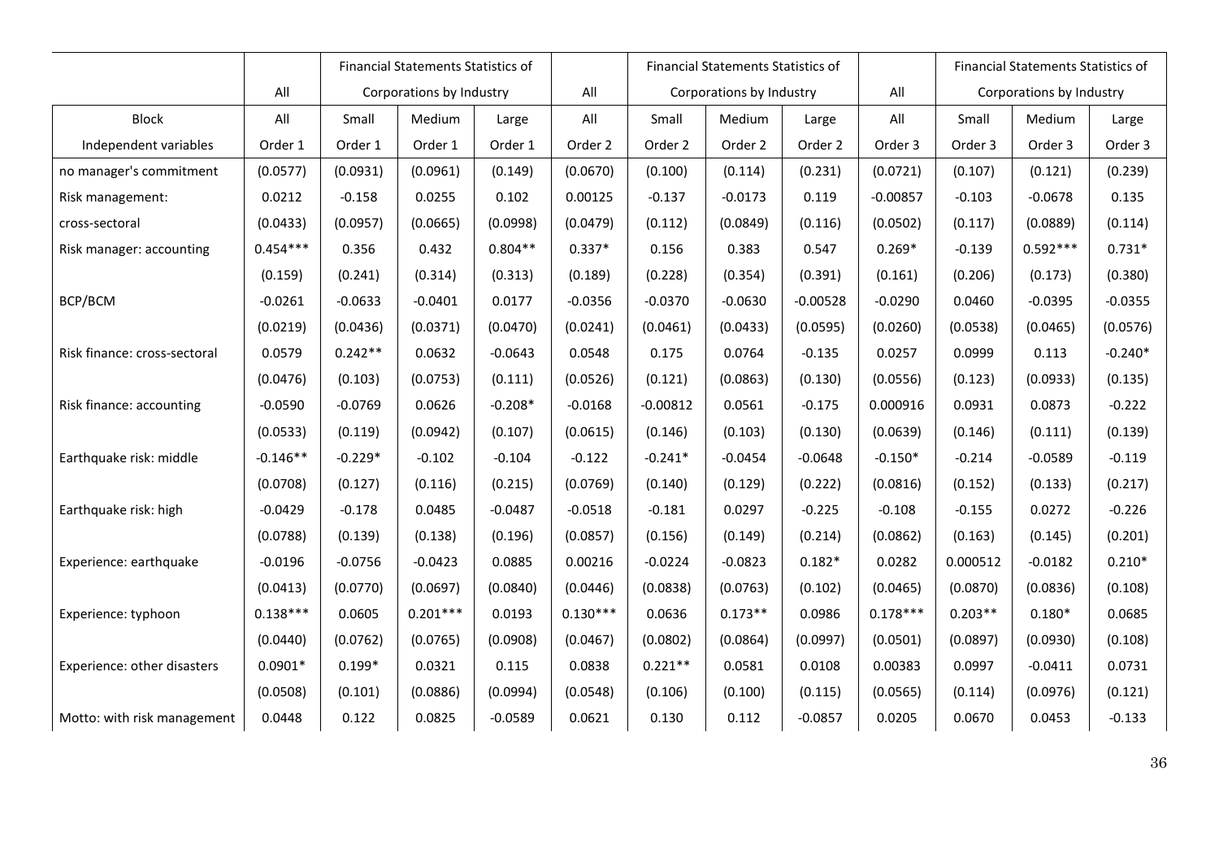| | All | Financial Statements Statistics of Corporations by Industry | | | All | Financial Statements Statistics of Corporations by Industry | | | All | Financial Statements Statistics of Corporations by Industry | | |
|---|---|---|---|---|---|---|---|---|---|---|---|---|
| Block | All | Small | Medium | Large | All | Small | Medium | Large | All | Small | Medium | Large |
| Independent variables | Order 1 | Order 1 | Order 1 | Order 1 | Order 2 | Order 2 | Order 2 | Order 2 | Order 3 | Order 3 | Order 3 | Order 3 |
| no manager's commitment | (0.0577) | (0.0931) | (0.0961) | (0.149) | (0.0670) | (0.100) | (0.114) | (0.231) | (0.0721) | (0.107) | (0.121) | (0.239) |
| Risk management: | 0.0212 | -0.158 | 0.0255 | 0.102 | 0.00125 | -0.137 | -0.0173 | 0.119 | -0.00857 | -0.103 | -0.0678 | 0.135 |
| cross-sectoral | (0.0433) | (0.0957) | (0.0665) | (0.0998) | (0.0479) | (0.112) | (0.0849) | (0.116) | (0.0502) | (0.117) | (0.0889) | (0.114) |
| Risk manager: accounting | 0.454*** | 0.356 | 0.432 | 0.804** | 0.337* | 0.156 | 0.383 | 0.547 | 0.269* | -0.139 | 0.592*** | 0.731* |
| | (0.159) | (0.241) | (0.314) | (0.313) | (0.189) | (0.228) | (0.354) | (0.391) | (0.161) | (0.206) | (0.173) | (0.380) |
| BCP/BCM | -0.0261 | -0.0633 | -0.0401 | 0.0177 | -0.0356 | -0.0370 | -0.0630 | -0.00528 | -0.0290 | 0.0460 | -0.0395 | -0.0355 |
| | (0.0219) | (0.0436) | (0.0371) | (0.0470) | (0.0241) | (0.0461) | (0.0433) | (0.0595) | (0.0260) | (0.0538) | (0.0465) | (0.0576) |
| Risk finance: cross-sectoral | 0.0579 | 0.242** | 0.0632 | -0.0643 | 0.0548 | 0.175 | 0.0764 | -0.135 | 0.0257 | 0.0999 | 0.113 | -0.240* |
| | (0.0476) | (0.103) | (0.0753) | (0.111) | (0.0526) | (0.121) | (0.0863) | (0.130) | (0.0556) | (0.123) | (0.0933) | (0.135) |
| Risk finance: accounting | -0.0590 | -0.0769 | 0.0626 | -0.208* | -0.0168 | -0.00812 | 0.0561 | -0.175 | 0.000916 | 0.0931 | 0.0873 | -0.222 |
| | (0.0533) | (0.119) | (0.0942) | (0.107) | (0.0615) | (0.146) | (0.103) | (0.130) | (0.0639) | (0.146) | (0.111) | (0.139) |
| Earthquake risk: middle | -0.146** | -0.229* | -0.102 | -0.104 | -0.122 | -0.241* | -0.0454 | -0.0648 | -0.150* | -0.214 | -0.0589 | -0.119 |
| | (0.0708) | (0.127) | (0.116) | (0.215) | (0.0769) | (0.140) | (0.129) | (0.222) | (0.0816) | (0.152) | (0.133) | (0.217) |
| Earthquake risk: high | -0.0429 | -0.178 | 0.0485 | -0.0487 | -0.0518 | -0.181 | 0.0297 | -0.225 | -0.108 | -0.155 | 0.0272 | -0.226 |
| | (0.0788) | (0.139) | (0.138) | (0.196) | (0.0857) | (0.156) | (0.149) | (0.214) | (0.0862) | (0.163) | (0.145) | (0.201) |
| Experience: earthquake | -0.0196 | -0.0756 | -0.0423 | 0.0885 | 0.00216 | -0.0224 | -0.0823 | 0.182* | 0.0282 | 0.000512 | -0.0182 | 0.210* |
| | (0.0413) | (0.0770) | (0.0697) | (0.0840) | (0.0446) | (0.0838) | (0.0763) | (0.102) | (0.0465) | (0.0870) | (0.0836) | (0.108) |
| Experience: typhoon | 0.138*** | 0.0605 | 0.201*** | 0.0193 | 0.130*** | 0.0636 | 0.173** | 0.0986 | 0.178*** | 0.203** | 0.180* | 0.0685 |
| | (0.0440) | (0.0762) | (0.0765) | (0.0908) | (0.0467) | (0.0802) | (0.0864) | (0.0997) | (0.0501) | (0.0897) | (0.0930) | (0.108) |
| Experience: other disasters | 0.0901* | 0.199* | 0.0321 | 0.115 | 0.0838 | 0.221** | 0.0581 | 0.0108 | 0.00383 | 0.0997 | -0.0411 | 0.0731 |
| | (0.0508) | (0.101) | (0.0886) | (0.0994) | (0.0548) | (0.106) | (0.100) | (0.115) | (0.0565) | (0.114) | (0.0976) | (0.121) |
| Motto: with risk management | 0.0448 | 0.122 | 0.0825 | -0.0589 | 0.0621 | 0.130 | 0.112 | -0.0857 | 0.0205 | 0.0670 | 0.0453 | -0.133 |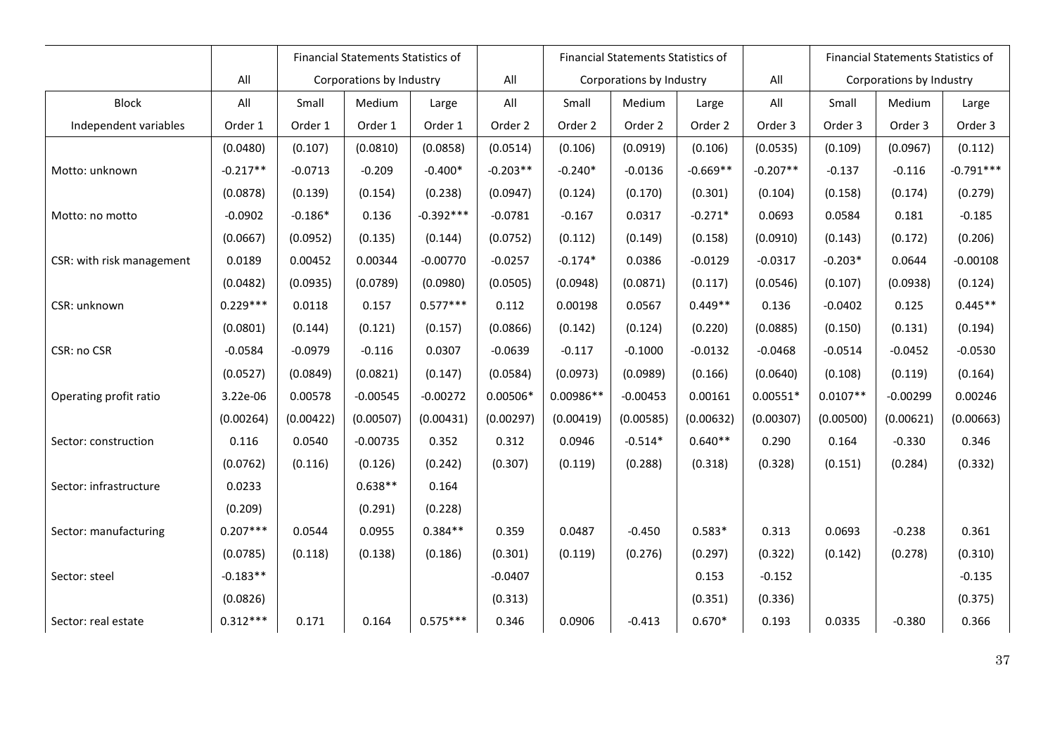| | All | Financial Statements Statistics of Corporations by Industry | | | All | Financial Statements Statistics of Corporations by Industry | | | All | Financial Statements Statistics of Corporations by Industry | | |
|---|---|---|---|---|---|---|---|---|---|---|---|---|
| Block | All | Small | Medium | Large | All | Small | Medium | Large | All | Small | Medium | Large |
| Independent variables | Order 1 | Order 1 | Order 1 | Order 1 | Order 2 | Order 2 | Order 2 | Order 2 | Order 3 | Order 3 | Order 3 | Order 3 |
| | (0.0480) | (0.107) | (0.0810) | (0.0858) | (0.0514) | (0.106) | (0.0919) | (0.106) | (0.0535) | (0.109) | (0.0967) | (0.112) |
| Motto: unknown | -0.217** | -0.0713 | -0.209 | -0.400* | -0.203** | -0.240* | -0.0136 | -0.669** | -0.207** | -0.137 | -0.116 | -0.791*** |
| | (0.0878) | (0.139) | (0.154) | (0.238) | (0.0947) | (0.124) | (0.170) | (0.301) | (0.104) | (0.158) | (0.174) | (0.279) |
| Motto: no motto | -0.0902 | -0.186* | 0.136 | -0.392*** | -0.0781 | -0.167 | 0.0317 | -0.271* | 0.0693 | 0.0584 | 0.181 | -0.185 |
| | (0.0667) | (0.0952) | (0.135) | (0.144) | (0.0752) | (0.112) | (0.149) | (0.158) | (0.0910) | (0.143) | (0.172) | (0.206) |
| CSR: with risk management | 0.0189 | 0.00452 | 0.00344 | -0.00770 | -0.0257 | -0.174* | 0.0386 | -0.0129 | -0.0317 | -0.203* | 0.0644 | -0.00108 |
| | (0.0482) | (0.0935) | (0.0789) | (0.0980) | (0.0505) | (0.0948) | (0.0871) | (0.117) | (0.0546) | (0.107) | (0.0938) | (0.124) |
| CSR: unknown | 0.229*** | 0.0118 | 0.157 | 0.577*** | 0.112 | 0.00198 | 0.0567 | 0.449** | 0.136 | -0.0402 | 0.125 | 0.445** |
| | (0.0801) | (0.144) | (0.121) | (0.157) | (0.0866) | (0.142) | (0.124) | (0.220) | (0.0885) | (0.150) | (0.131) | (0.194) |
| CSR: no CSR | -0.0584 | -0.0979 | -0.116 | 0.0307 | -0.0639 | -0.117 | -0.1000 | -0.0132 | -0.0468 | -0.0514 | -0.0452 | -0.0530 |
| | (0.0527) | (0.0849) | (0.0821) | (0.147) | (0.0584) | (0.0973) | (0.0989) | (0.166) | (0.0640) | (0.108) | (0.119) | (0.164) |
| Operating profit ratio | 3.22e-06 | 0.00578 | -0.00545 | -0.00272 | 0.00506* | 0.00986** | -0.00453 | 0.00161 | 0.00551* | 0.0107** | -0.00299 | 0.00246 |
| | (0.00264) | (0.00422) | (0.00507) | (0.00431) | (0.00297) | (0.00419) | (0.00585) | (0.00632) | (0.00307) | (0.00500) | (0.00621) | (0.00663) |
| Sector: construction | 0.116 | 0.0540 | -0.00735 | 0.352 | 0.312 | 0.0946 | -0.514* | 0.640** | 0.290 | 0.164 | -0.330 | 0.346 |
| | (0.0762) | (0.116) | (0.126) | (0.242) | (0.307) | (0.119) | (0.288) | (0.318) | (0.328) | (0.151) | (0.284) | (0.332) |
| Sector: infrastructure | 0.0233 | | 0.638** | 0.164 | | | | | | | | |
| | (0.209) | | (0.291) | (0.228) | | | | | | | | |
| Sector: manufacturing | 0.207*** | 0.0544 | 0.0955 | 0.384** | 0.359 | 0.0487 | -0.450 | 0.583* | 0.313 | 0.0693 | -0.238 | 0.361 |
| | (0.0785) | (0.118) | (0.138) | (0.186) | (0.301) | (0.119) | (0.276) | (0.297) | (0.322) | (0.142) | (0.278) | (0.310) |
| Sector: steel | -0.183** | | | | -0.0407 | | | 0.153 | -0.152 | | | -0.135 |
| | (0.0826) | | | | (0.313) | | | (0.351) | (0.336) | | | (0.375) |
| Sector: real estate | 0.312*** | 0.171 | 0.164 | 0.575*** | 0.346 | 0.0906 | -0.413 | 0.670* | 0.193 | 0.0335 | -0.380 | 0.366 |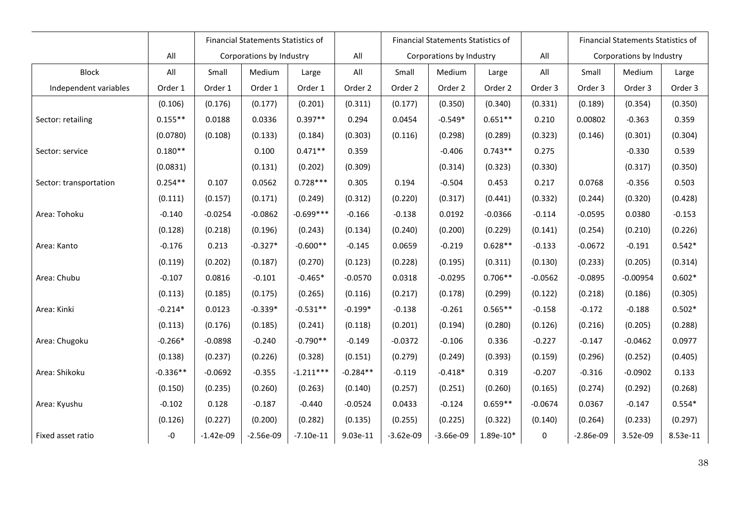| | All | Financial Statements Statistics of Corporations by Industry | | | All | Financial Statements Statistics of Corporations by Industry | | | All | Financial Statements Statistics of Corporations by Industry | | |
|---|---|---|---|---|---|---|---|---|---|---|---|---|
| Block | All | Small | Medium | Large | All | Small | Medium | Large | All | Small | Medium | Large |
| Independent variables | Order 1 | Order 1 | Order 1 | Order 1 | Order 2 | Order 2 | Order 2 | Order 2 | Order 3 | Order 3 | Order 3 | Order 3 |
| | (0.106) | (0.176) | (0.177) | (0.201) | (0.311) | (0.177) | (0.350) | (0.340) | (0.331) | (0.189) | (0.354) | (0.350) |
| Sector: retailing | 0.155** | 0.0188 | 0.0336 | 0.397** | 0.294 | 0.0454 | -0.549* | 0.651** | 0.210 | 0.00802 | -0.363 | 0.359 |
| | (0.0780) | (0.108) | (0.133) | (0.184) | (0.303) | (0.116) | (0.298) | (0.289) | (0.323) | (0.146) | (0.301) | (0.304) |
| Sector: service | 0.180** | | 0.100 | 0.471** | 0.359 | | -0.406 | 0.743** | 0.275 | | -0.330 | 0.539 |
| | (0.0831) | | (0.131) | (0.202) | (0.309) | | (0.314) | (0.323) | (0.330) | | (0.317) | (0.350) |
| Sector: transportation | 0.254** | 0.107 | 0.0562 | 0.728*** | 0.305 | 0.194 | -0.504 | 0.453 | 0.217 | 0.0768 | -0.356 | 0.503 |
| | (0.111) | (0.157) | (0.171) | (0.249) | (0.312) | (0.220) | (0.317) | (0.441) | (0.332) | (0.244) | (0.320) | (0.428) |
| Area: Tohoku | -0.140 | -0.0254 | -0.0862 | -0.699*** | -0.166 | -0.138 | 0.0192 | -0.0366 | -0.114 | -0.0595 | 0.0380 | -0.153 |
| | (0.128) | (0.218) | (0.196) | (0.243) | (0.134) | (0.240) | (0.200) | (0.229) | (0.141) | (0.254) | (0.210) | (0.226) |
| Area: Kanto | -0.176 | 0.213 | -0.327* | -0.600** | -0.145 | 0.0659 | -0.219 | 0.628** | -0.133 | -0.0672 | -0.191 | 0.542* |
| | (0.119) | (0.202) | (0.187) | (0.270) | (0.123) | (0.228) | (0.195) | (0.311) | (0.130) | (0.233) | (0.205) | (0.314) |
| Area: Chubu | -0.107 | 0.0816 | -0.101 | -0.465* | -0.0570 | 0.0318 | -0.0295 | 0.706** | -0.0562 | -0.0895 | -0.00954 | 0.602* |
| | (0.113) | (0.185) | (0.175) | (0.265) | (0.116) | (0.217) | (0.178) | (0.299) | (0.122) | (0.218) | (0.186) | (0.305) |
| Area: Kinki | -0.214* | 0.0123 | -0.339* | -0.531** | -0.199* | -0.138 | -0.261 | 0.565** | -0.158 | -0.172 | -0.188 | 0.502* |
| | (0.113) | (0.176) | (0.185) | (0.241) | (0.118) | (0.201) | (0.194) | (0.280) | (0.126) | (0.216) | (0.205) | (0.288) |
| Area: Chugoku | -0.266* | -0.0898 | -0.240 | -0.790** | -0.149 | -0.0372 | -0.106 | 0.336 | -0.227 | -0.147 | -0.0462 | 0.0977 |
| | (0.138) | (0.237) | (0.226) | (0.328) | (0.151) | (0.279) | (0.249) | (0.393) | (0.159) | (0.296) | (0.252) | (0.405) |
| Area: Shikoku | -0.336** | -0.0692 | -0.355 | -1.211*** | -0.284** | -0.119 | -0.418* | 0.319 | -0.207 | -0.316 | -0.0902 | 0.133 |
| | (0.150) | (0.235) | (0.260) | (0.263) | (0.140) | (0.257) | (0.251) | (0.260) | (0.165) | (0.274) | (0.292) | (0.268) |
| Area: Kyushu | -0.102 | 0.128 | -0.187 | -0.440 | -0.0524 | 0.0433 | -0.124 | 0.659** | -0.0674 | 0.0367 | -0.147 | 0.554* |
| | (0.126) | (0.227) | (0.200) | (0.282) | (0.135) | (0.255) | (0.225) | (0.322) | (0.140) | (0.264) | (0.233) | (0.297) |
| Fixed asset ratio | -0 | -1.42e-09 | -2.56e-09 | -7.10e-11 | 9.03e-11 | -3.62e-09 | -3.66e-09 | 1.89e-10* | 0 | -2.86e-09 | 3.52e-09 | 8.53e-11 |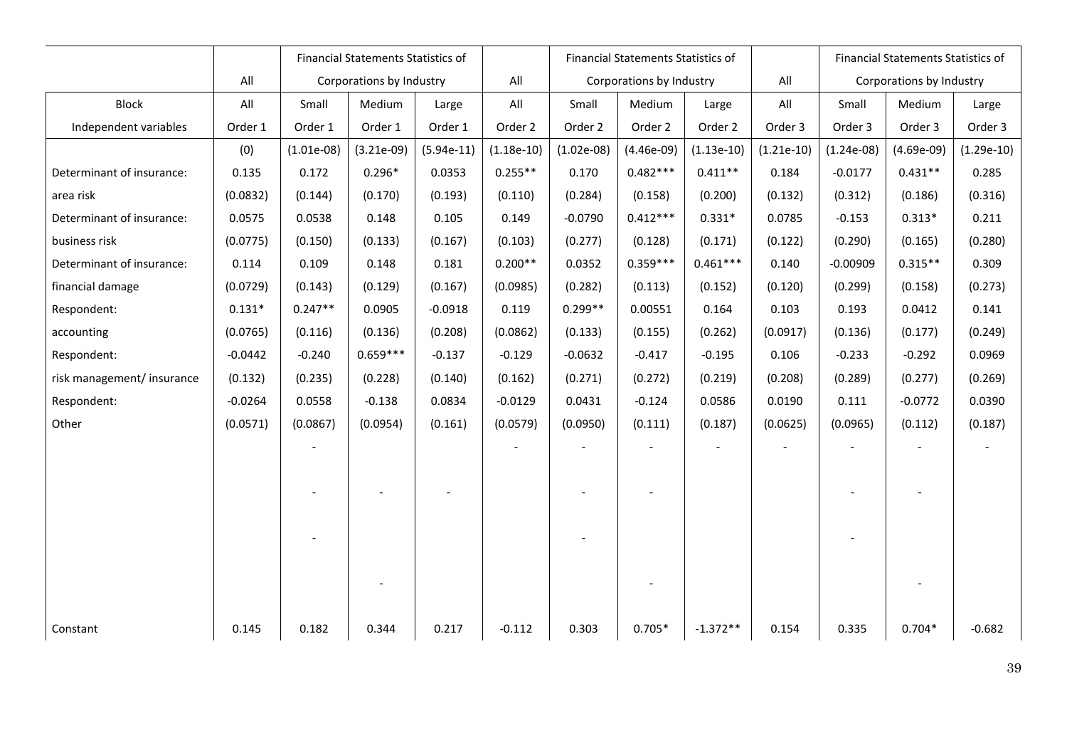| | All | Financial Statements Statistics of Corporations by Industry | | | All | Financial Statements Statistics of Corporations by Industry | | | All | Financial Statements Statistics of Corporations by Industry | | |
|---|---|---|---|---|---|---|---|---|---|---|---|---|
| Block | All | Small | Medium | Large | All | Small | Medium | Large | All | Small | Medium | Large |
| Independent variables | Order 1 | Order 1 | Order 1 | Order 1 | Order 2 | Order 2 | Order 2 | Order 2 | Order 3 | Order 3 | Order 3 | Order 3 |
| | (0) | (1.01e-08) | (3.21e-09) | (5.94e-11) | (1.18e-10) | (1.02e-08) | (4.46e-09) | (1.13e-10) | (1.21e-10) | (1.24e-08) | (4.69e-09) | (1.29e-10) |
| Determinant of insurance: | 0.135 | 0.172 | 0.296* | 0.0353 | 0.255** | 0.170 | 0.482*** | 0.411** | 0.184 | -0.0177 | 0.431** | 0.285 |
| area risk | (0.0832) | (0.144) | (0.170) | (0.193) | (0.110) | (0.284) | (0.158) | (0.200) | (0.132) | (0.312) | (0.186) | (0.316) |
| Determinant of insurance: | 0.0575 | 0.0538 | 0.148 | 0.105 | 0.149 | -0.0790 | 0.412*** | 0.331* | 0.0785 | -0.153 | 0.313* | 0.211 |
| business risk | (0.0775) | (0.150) | (0.133) | (0.167) | (0.103) | (0.277) | (0.128) | (0.171) | (0.122) | (0.290) | (0.165) | (0.280) |
| Determinant of insurance: | 0.114 | 0.109 | 0.148 | 0.181 | 0.200** | 0.0352 | 0.359*** | 0.461*** | 0.140 | -0.00909 | 0.315** | 0.309 |
| financial damage | (0.0729) | (0.143) | (0.129) | (0.167) | (0.0985) | (0.282) | (0.113) | (0.152) | (0.120) | (0.299) | (0.158) | (0.273) |
| Respondent: | 0.131* | 0.247** | 0.0905 | -0.0918 | 0.119 | 0.299** | 0.00551 | 0.164 | 0.103 | 0.193 | 0.0412 | 0.141 |
| accounting | (0.0765) | (0.116) | (0.136) | (0.208) | (0.0862) | (0.133) | (0.155) | (0.262) | (0.0917) | (0.136) | (0.177) | (0.249) |
| Respondent: | -0.0442 | -0.240 | 0.659*** | -0.137 | -0.129 | -0.0632 | -0.417 | -0.195 | 0.106 | -0.233 | -0.292 | 0.0969 |
| risk management/ insurance | (0.132) | (0.235) | (0.228) | (0.140) | (0.162) | (0.271) | (0.272) | (0.219) | (0.208) | (0.289) | (0.277) | (0.269) |
| Respondent: | -0.0264 | 0.0558 | -0.138 | 0.0834 | -0.0129 | 0.0431 | -0.124 | 0.0586 | 0.0190 | 0.111 | -0.0772 | 0.0390 |
| Other | (0.0571) | (0.0867) | (0.0954) | (0.161) | (0.0579) | (0.0950) | (0.111) | (0.187) | (0.0625) | (0.0965) | (0.112) | (0.187) |
| | | - | | | - | - | - | - | - | - | - | - |
| | | - | - | - | | - | - | | | - | - | |
| | | - | | | | - | | | | - | | |
| | | | - | | | | - | | | | - | |
| Constant | 0.145 | 0.182 | 0.344 | 0.217 | -0.112 | 0.303 | 0.705* | -1.372** | 0.154 | 0.335 | 0.704* | -0.682 |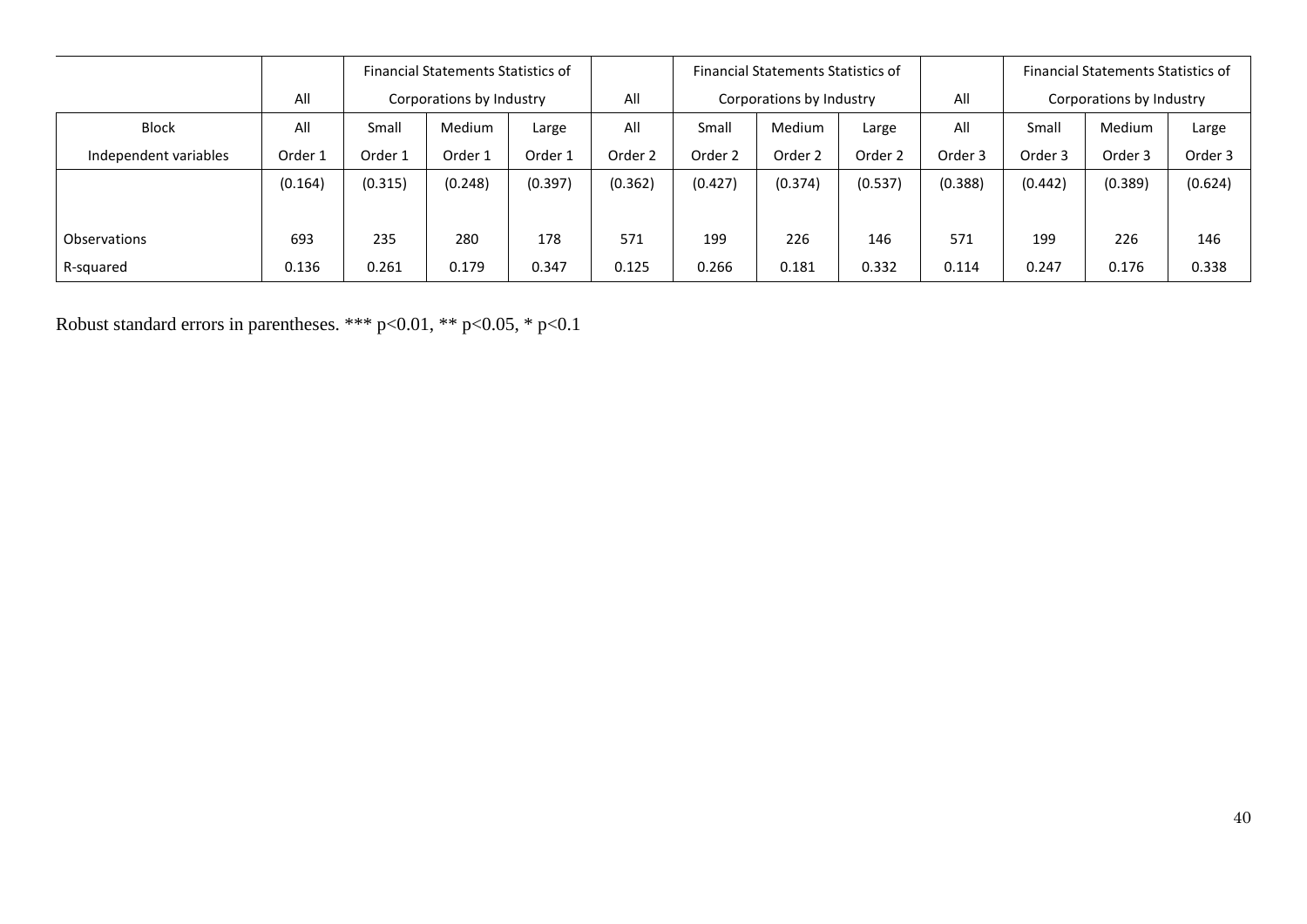| | All | Financial Statements Statistics of Corporations by Industry | | | All | Financial Statements Statistics of Corporations by Industry | | | All | Financial Statements Statistics of Corporations by Industry | | |
|---|---|---|---|---|---|---|---|---|---|---|---|---|
| Block | All | Small | Medium | Large | All | Small | Medium | Large | All | Small | Medium | Large |
| Independent variables | Order 1 | Order 1 | Order 1 | Order 1 | Order 2 | Order 2 | Order 2 | Order 2 | Order 3 | Order 3 | Order 3 | Order 3 |
| | (0.164) | (0.315) | (0.248) | (0.397) | (0.362) | (0.427) | (0.374) | (0.537) | (0.388) | (0.442) | (0.389) | (0.624) |
| | | | | | | | | | | | | |
| Observations | 693 | 235 | 280 | 178 | 571 | 199 | 226 | 146 | 571 | 199 | 226 | 146 |
| R-squared | 0.136 | 0.261 | 0.179 | 0.347 | 0.125 | 0.266 | 0.181 | 0.332 | 0.114 | 0.247 | 0.176 | 0.338 |

Robust standard errors in parentheses. *** $p<0.01$, ** $p<0.05$, * $p<0.1$